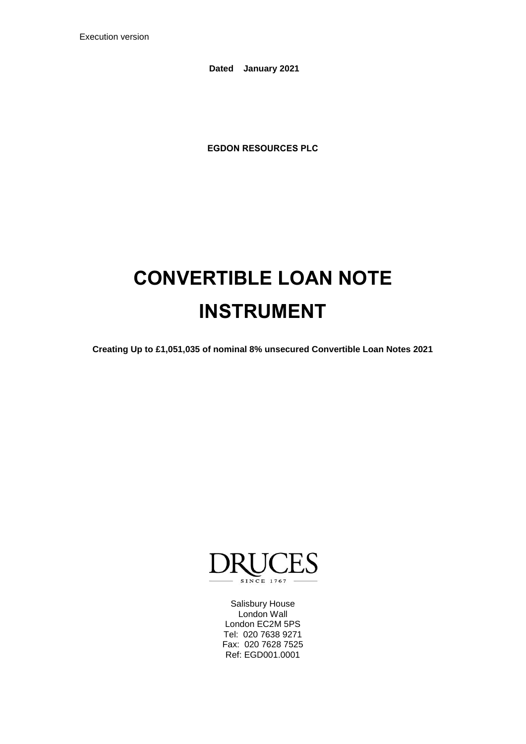Execution version

**Dated January 2021**

**EGDON RESOURCES PLC**

# CONVERTIBLE LOAN NOTE INSTRUMENT

**Creating Up to £1,051,035 of nominal 8% unsecured Convertible Loan Notes 2021**

DRUCES

SINCE 1767

Salisbury House
London Wall
London EC2M 5PS
Tel: 020 7638 9271
Fax: 020 7628 7525
Ref: EGD001.0001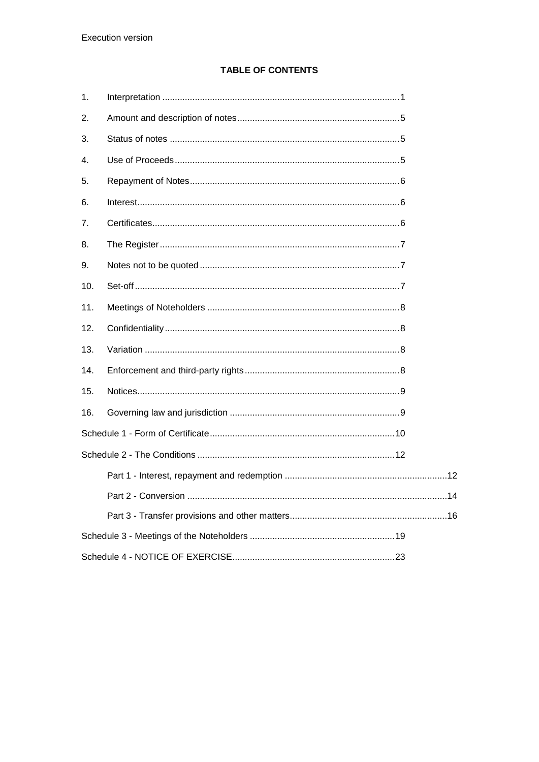Execution version

**TABLE OF CONTENTS**

1. Interpretation ..............................................................................................1
2. Amount and description of notes.................................................................5
3. Status of notes ............................................................................................5
4. Use of Proceeds..........................................................................................5
5. Repayment of Notes....................................................................................6
6. Interest.........................................................................................................6
7. Certificates...................................................................................................6
8. The Register................................................................................................7
9. Notes not to be quoted................................................................................7
10. Set-off..........................................................................................................7
11. Meetings of Noteholders .............................................................................8
12. Confidentiality..............................................................................................8
13. Variation ......................................................................................................8
14. Enforcement and third-party rights..............................................................8
15. Notices.........................................................................................................9
16. Governing law and jurisdiction ....................................................................9

Schedule 1 - Form of Certificate..........................................................................10

Schedule 2 - The Conditions ...............................................................................12

- Part 1 - Interest, repayment and redemption .................................................................12
- Part 2 - Conversion .......................................................................................................14
- Part 3 - Transfer provisions and other matters...............................................................16

Schedule 3 - Meetings of the Noteholders ...........................................................19

Schedule 4 - NOTICE OF EXERCISE.................................................................23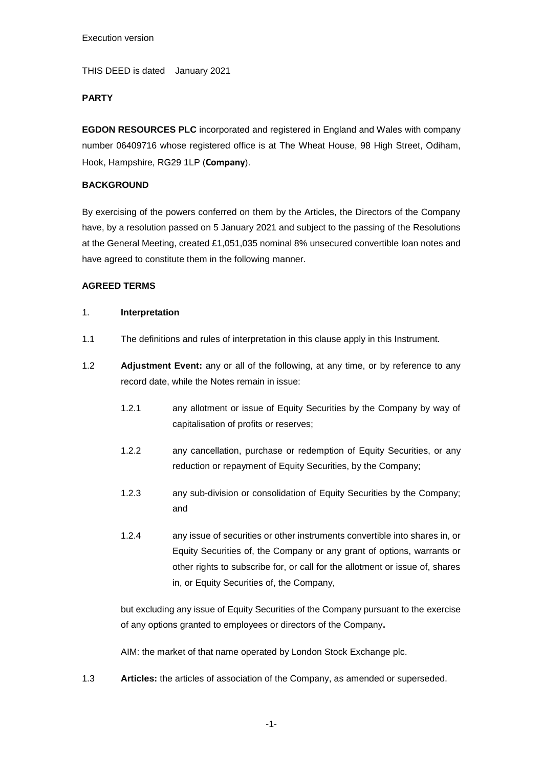Execution version

THIS DEED is dated January 2021

**PARTY**

**EGDON RESOURCES PLC** incorporated and registered in England and Wales with company number 06409716 whose registered office is at The Wheat House, 98 High Street, Odiham, Hook, Hampshire, RG29 1LP (**Company**).

**BACKGROUND**

By exercising of the powers conferred on them by the Articles, the Directors of the Company have, by a resolution passed on 5 January 2021 and subject to the passing of the Resolutions at the General Meeting, created £1,051,035 nominal 8% unsecured convertible loan notes and have agreed to constitute them in the following manner.

**AGREED TERMS**

1. **Interpretation**

1.1 The definitions and rules of interpretation in this clause apply in this Instrument.

1.2 **Adjustment Event:** any or all of the following, at any time, or by reference to any record date, while the Notes remain in issue:

1.2.1 any allotment or issue of Equity Securities by the Company by way of capitalisation of profits or reserves;

1.2.2 any cancellation, purchase or redemption of Equity Securities, or any reduction or repayment of Equity Securities, by the Company;

1.2.3 any sub-division or consolidation of Equity Securities by the Company; and

1.2.4 any issue of securities or other instruments convertible into shares in, or Equity Securities of, the Company or any grant of options, warrants or other rights to subscribe for, or call for the allotment or issue of, shares in, or Equity Securities of, the Company,

but excluding any issue of Equity Securities of the Company pursuant to the exercise of any options granted to employees or directors of the Company**.**

AIM: the market of that name operated by London Stock Exchange plc.

1.3 **Articles:** the articles of association of the Company, as amended or superseded.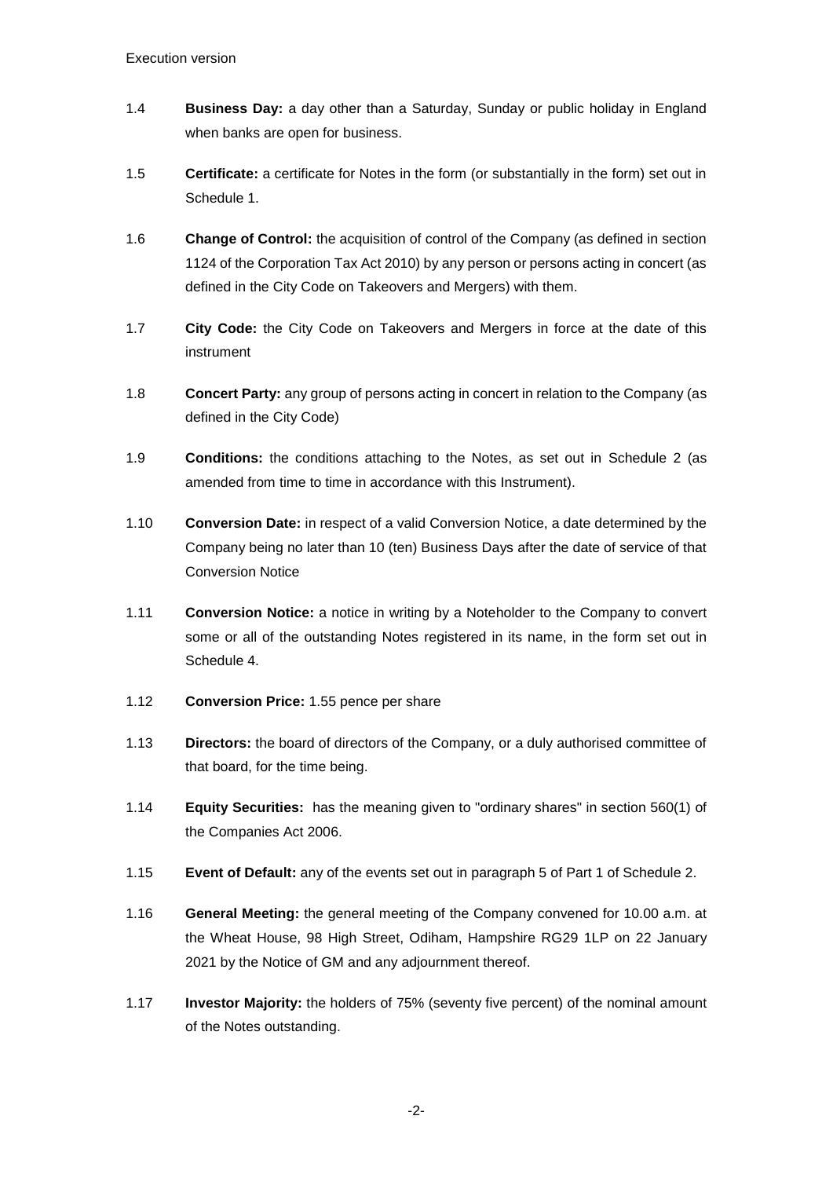1.4 **Business Day:** a day other than a Saturday, Sunday or public holiday in England when banks are open for business.

1.5 **Certificate:** a certificate for Notes in the form (or substantially in the form) set out in Schedule 1.

1.6 **Change of Control:** the acquisition of control of the Company (as defined in section 1124 of the Corporation Tax Act 2010) by any person or persons acting in concert (as defined in the City Code on Takeovers and Mergers) with them.

1.7 **City Code:** the City Code on Takeovers and Mergers in force at the date of this instrument

1.8 **Concert Party:** any group of persons acting in concert in relation to the Company (as defined in the City Code)

1.9 **Conditions:** the conditions attaching to the Notes, as set out in Schedule 2 (as amended from time to time in accordance with this Instrument).

1.10 **Conversion Date:** in respect of a valid Conversion Notice, a date determined by the Company being no later than 10 (ten) Business Days after the date of service of that Conversion Notice

1.11 **Conversion Notice:** a notice in writing by a Noteholder to the Company to convert some or all of the outstanding Notes registered in its name, in the form set out in Schedule 4.

1.12 **Conversion Price:** 1.55 pence per share

1.13 **Directors:** the board of directors of the Company, or a duly authorised committee of that board, for the time being.

1.14 **Equity Securities:** has the meaning given to "ordinary shares" in section 560(1) of the Companies Act 2006.

1.15 **Event of Default:** any of the events set out in paragraph 5 of Part 1 of Schedule 2.

1.16 **General Meeting:** the general meeting of the Company convened for 10.00 a.m. at the Wheat House, 98 High Street, Odiham, Hampshire RG29 1LP on 22 January 2021 by the Notice of GM and any adjournment thereof.

1.17 **Investor Majority:** the holders of 75% (seventy five percent) of the nominal amount of the Notes outstanding.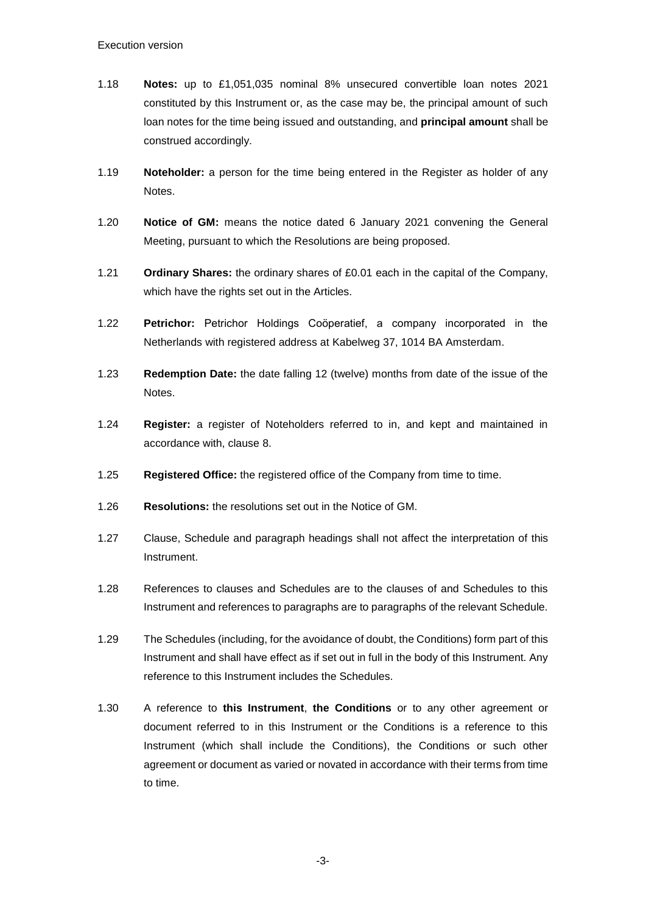1.18 **Notes:** up to £1,051,035 nominal 8% unsecured convertible loan notes 2021 constituted by this Instrument or, as the case may be, the principal amount of such loan notes for the time being issued and outstanding, and **principal amount** shall be construed accordingly.

1.19 **Noteholder:** a person for the time being entered in the Register as holder of any Notes.

1.20 **Notice of GM:** means the notice dated 6 January 2021 convening the General Meeting, pursuant to which the Resolutions are being proposed.

1.21 **Ordinary Shares:** the ordinary shares of £0.01 each in the capital of the Company, which have the rights set out in the Articles.

1.22 **Petrichor:** Petrichor Holdings Coöperatief, a company incorporated in the Netherlands with registered address at Kabelweg 37, 1014 BA Amsterdam.

1.23 **Redemption Date:** the date falling 12 (twelve) months from date of the issue of the Notes.

1.24 **Register:** a register of Noteholders referred to in, and kept and maintained in accordance with, clause 8.

1.25 **Registered Office:** the registered office of the Company from time to time.

1.26 **Resolutions:** the resolutions set out in the Notice of GM.

1.27 Clause, Schedule and paragraph headings shall not affect the interpretation of this Instrument.

1.28 References to clauses and Schedules are to the clauses of and Schedules to this Instrument and references to paragraphs are to paragraphs of the relevant Schedule.

1.29 The Schedules (including, for the avoidance of doubt, the Conditions) form part of this Instrument and shall have effect as if set out in full in the body of this Instrument. Any reference to this Instrument includes the Schedules.

1.30 A reference to **this Instrument**, **the Conditions** or to any other agreement or document referred to in this Instrument or the Conditions is a reference to this Instrument (which shall include the Conditions), the Conditions or such other agreement or document as varied or novated in accordance with their terms from time to time.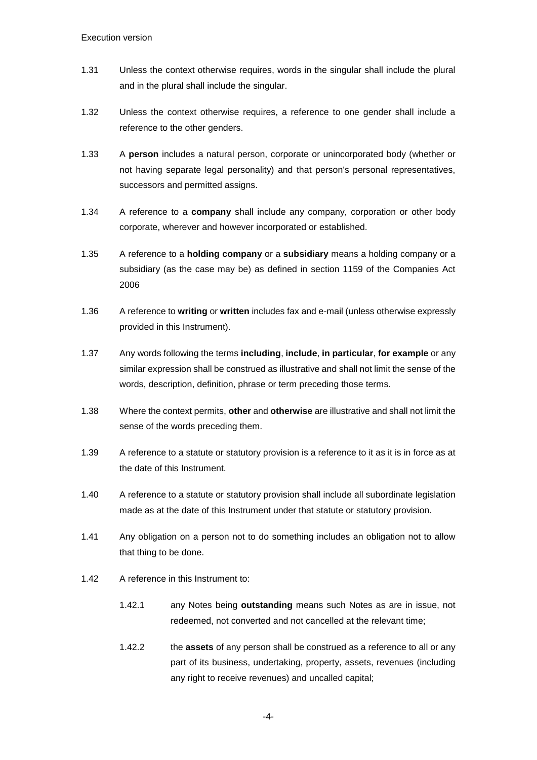1.31 Unless the context otherwise requires, words in the singular shall include the plural and in the plural shall include the singular.

1.32 Unless the context otherwise requires, a reference to one gender shall include a reference to the other genders.

1.33 A **person** includes a natural person, corporate or unincorporated body (whether or not having separate legal personality) and that person's personal representatives, successors and permitted assigns.

1.34 A reference to a **company** shall include any company, corporation or other body corporate, wherever and however incorporated or established.

1.35 A reference to a **holding company** or a **subsidiary** means a holding company or a subsidiary (as the case may be) as defined in section 1159 of the Companies Act 2006

1.36 A reference to **writing** or **written** includes fax and e-mail (unless otherwise expressly provided in this Instrument).

1.37 Any words following the terms **including**, **include**, **in particular**, **for example** or any similar expression shall be construed as illustrative and shall not limit the sense of the words, description, definition, phrase or term preceding those terms.

1.38 Where the context permits, **other** and **otherwise** are illustrative and shall not limit the sense of the words preceding them.

1.39 A reference to a statute or statutory provision is a reference to it as it is in force as at the date of this Instrument.

1.40 A reference to a statute or statutory provision shall include all subordinate legislation made as at the date of this Instrument under that statute or statutory provision.

1.41 Any obligation on a person not to do something includes an obligation not to allow that thing to be done.

1.42 A reference in this Instrument to:

1.42.1 any Notes being **outstanding** means such Notes as are in issue, not redeemed, not converted and not cancelled at the relevant time;

1.42.2 the **assets** of any person shall be construed as a reference to all or any part of its business, undertaking, property, assets, revenues (including any right to receive revenues) and uncalled capital;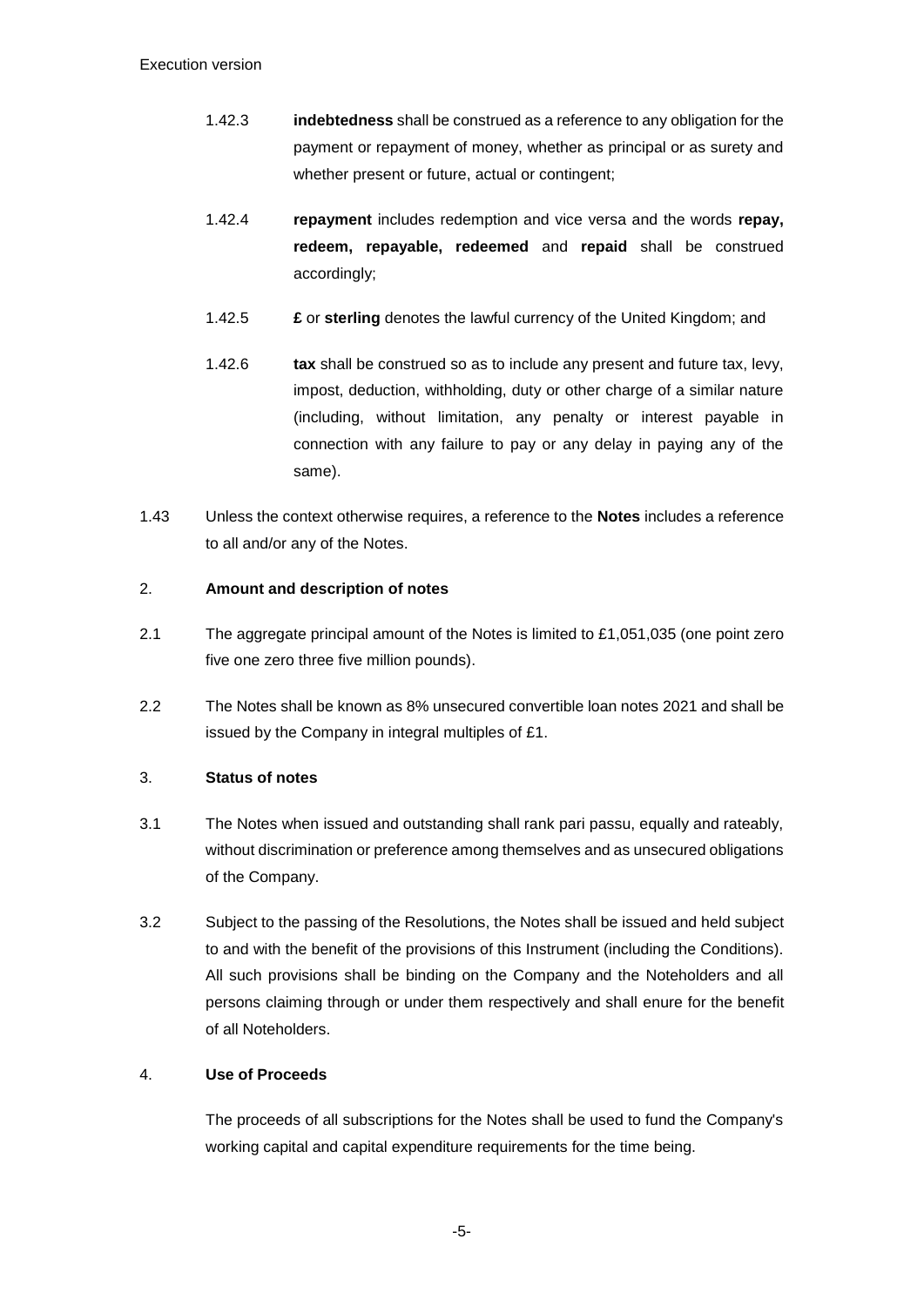1.42.3 **indebtedness** shall be construed as a reference to any obligation for the payment or repayment of money, whether as principal or as surety and whether present or future, actual or contingent;

1.42.4 **repayment** includes redemption and vice versa and the words **repay, redeem, repayable, redeemed** and **repaid** shall be construed accordingly;

1.42.5 **£** or **sterling** denotes the lawful currency of the United Kingdom; and

1.42.6 **tax** shall be construed so as to include any present and future tax, levy, impost, deduction, withholding, duty or other charge of a similar nature (including, without limitation, any penalty or interest payable in connection with any failure to pay or any delay in paying any of the same).

1.43 Unless the context otherwise requires, a reference to the **Notes** includes a reference to all and/or any of the Notes.

2. **Amount and description of notes**

2.1 The aggregate principal amount of the Notes is limited to £1,051,035 (one point zero five one zero three five million pounds).

2.2 The Notes shall be known as 8% unsecured convertible loan notes 2021 and shall be issued by the Company in integral multiples of £1.

3. **Status of notes**

3.1 The Notes when issued and outstanding shall rank pari passu, equally and rateably, without discrimination or preference among themselves and as unsecured obligations of the Company.

3.2 Subject to the passing of the Resolutions, the Notes shall be issued and held subject to and with the benefit of the provisions of this Instrument (including the Conditions). All such provisions shall be binding on the Company and the Noteholders and all persons claiming through or under them respectively and shall enure for the benefit of all Noteholders.

4. **Use of Proceeds**

The proceeds of all subscriptions for the Notes shall be used to fund the Company's working capital and capital expenditure requirements for the time being.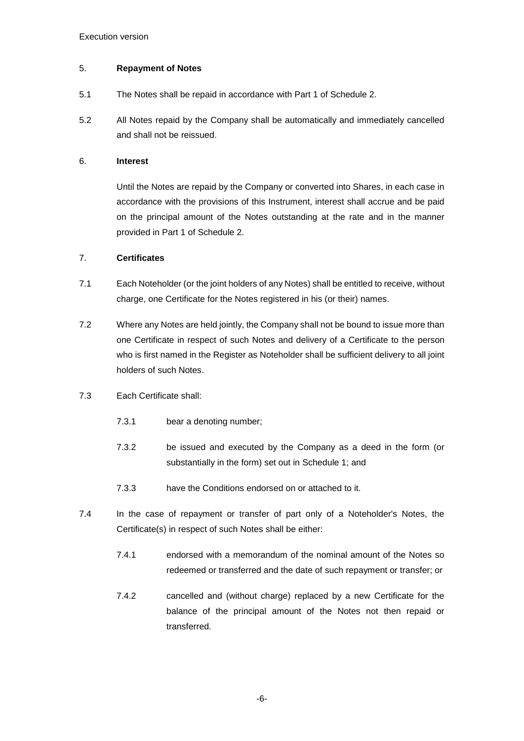## 5. Repayment of Notes

5.1 The Notes shall be repaid in accordance with Part 1 of Schedule 2.

5.2 All Notes repaid by the Company shall be automatically and immediately cancelled and shall not be reissued.

## 6. Interest

Until the Notes are repaid by the Company or converted into Shares, in each case in accordance with the provisions of this Instrument, interest shall accrue and be paid on the principal amount of the Notes outstanding at the rate and in the manner provided in Part 1 of Schedule 2.

## 7. Certificates

7.1 Each Noteholder (or the joint holders of any Notes) shall be entitled to receive, without charge, one Certificate for the Notes registered in his (or their) names.

7.2 Where any Notes are held jointly, the Company shall not be bound to issue more than one Certificate in respect of such Notes and delivery of a Certificate to the person who is first named in the Register as Noteholder shall be sufficient delivery to all joint holders of such Notes.

7.3 Each Certificate shall:

7.3.1 bear a denoting number;

7.3.2 be issued and executed by the Company as a deed in the form (or substantially in the form) set out in Schedule 1; and

7.3.3 have the Conditions endorsed on or attached to it.

7.4 In the case of repayment or transfer of part only of a Noteholder's Notes, the Certificate(s) in respect of such Notes shall be either:

7.4.1 endorsed with a memorandum of the nominal amount of the Notes so redeemed or transferred and the date of such repayment or transfer; or

7.4.2 cancelled and (without charge) replaced by a new Certificate for the balance of the principal amount of the Notes not then repaid or transferred.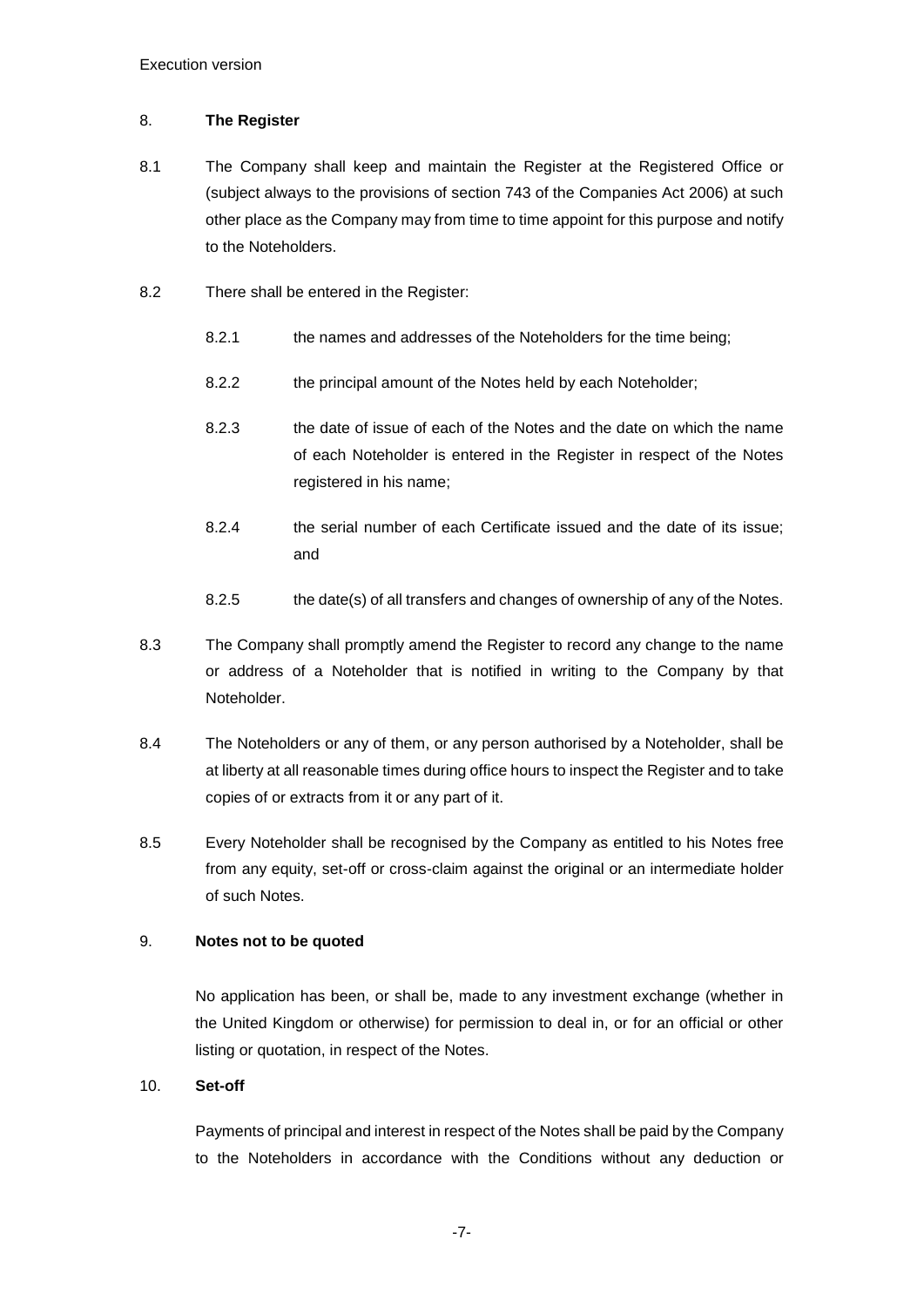## 8. **The Register**

8.1 The Company shall keep and maintain the Register at the Registered Office or (subject always to the provisions of section 743 of the Companies Act 2006) at such other place as the Company may from time to time appoint for this purpose and notify to the Noteholders.

8.2 There shall be entered in the Register:

8.2.1 the names and addresses of the Noteholders for the time being;

8.2.2 the principal amount of the Notes held by each Noteholder;

8.2.3 the date of issue of each of the Notes and the date on which the name of each Noteholder is entered in the Register in respect of the Notes registered in his name;

8.2.4 the serial number of each Certificate issued and the date of its issue; and

8.2.5 the date(s) of all transfers and changes of ownership of any of the Notes.

8.3 The Company shall promptly amend the Register to record any change to the name or address of a Noteholder that is notified in writing to the Company by that Noteholder.

8.4 The Noteholders or any of them, or any person authorised by a Noteholder, shall be at liberty at all reasonable times during office hours to inspect the Register and to take copies of or extracts from it or any part of it.

8.5 Every Noteholder shall be recognised by the Company as entitled to his Notes free from any equity, set-off or cross-claim against the original or an intermediate holder of such Notes.

## 9. **Notes not to be quoted**

No application has been, or shall be, made to any investment exchange (whether in the United Kingdom or otherwise) for permission to deal in, or for an official or other listing or quotation, in respect of the Notes.

## 10. **Set-off**

Payments of principal and interest in respect of the Notes shall be paid by the Company to the Noteholders in accordance with the Conditions without any deduction or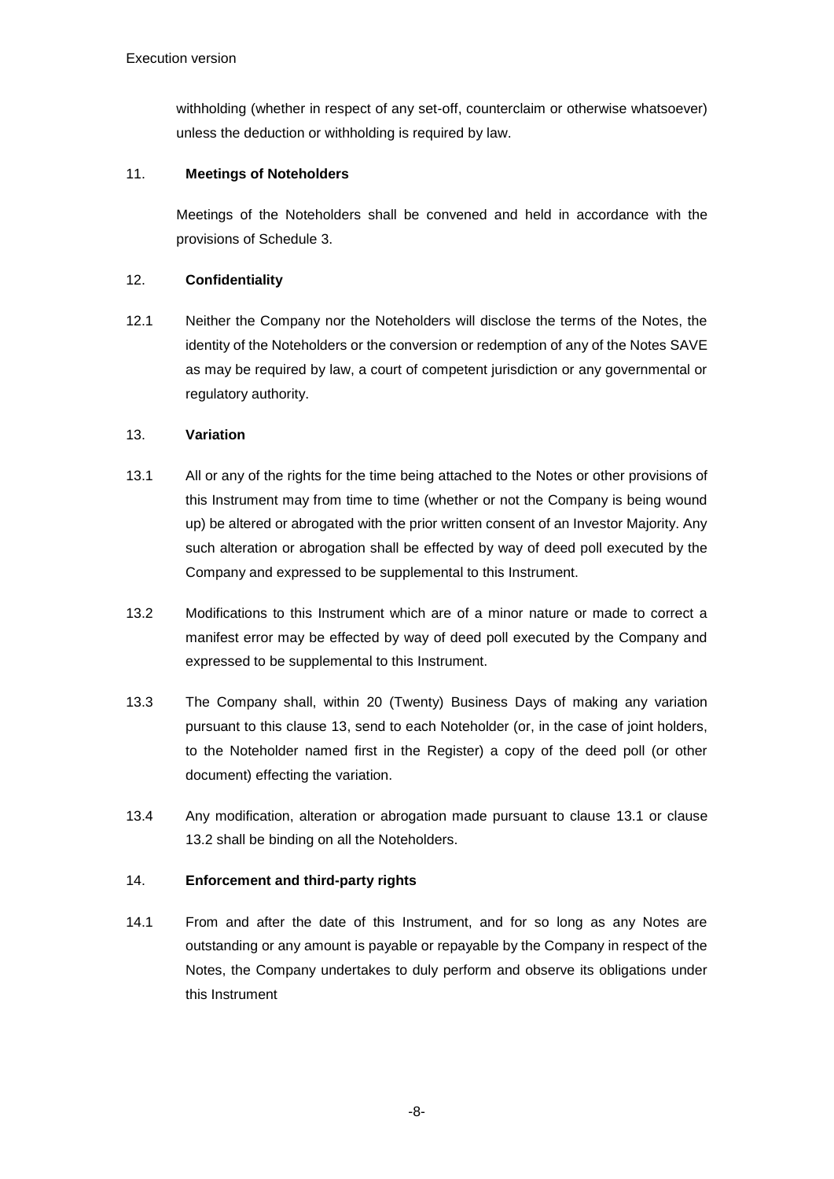withholding (whether in respect of any set-off, counterclaim or otherwise whatsoever) unless the deduction or withholding is required by law.

11. **Meetings of Noteholders**

Meetings of the Noteholders shall be convened and held in accordance with the provisions of Schedule 3.

12. **Confidentiality**

12.1 Neither the Company nor the Noteholders will disclose the terms of the Notes, the identity of the Noteholders or the conversion or redemption of any of the Notes SAVE as may be required by law, a court of competent jurisdiction or any governmental or regulatory authority.

13. **Variation**

13.1 All or any of the rights for the time being attached to the Notes or other provisions of this Instrument may from time to time (whether or not the Company is being wound up) be altered or abrogated with the prior written consent of an Investor Majority. Any such alteration or abrogation shall be effected by way of deed poll executed by the Company and expressed to be supplemental to this Instrument.

13.2 Modifications to this Instrument which are of a minor nature or made to correct a manifest error may be effected by way of deed poll executed by the Company and expressed to be supplemental to this Instrument.

13.3 The Company shall, within 20 (Twenty) Business Days of making any variation pursuant to this clause 13, send to each Noteholder (or, in the case of joint holders, to the Noteholder named first in the Register) a copy of the deed poll (or other document) effecting the variation.

13.4 Any modification, alteration or abrogation made pursuant to clause 13.1 or clause 13.2 shall be binding on all the Noteholders.

14. **Enforcement and third-party rights**

14.1 From and after the date of this Instrument, and for so long as any Notes are outstanding or any amount is payable or repayable by the Company in respect of the Notes, the Company undertakes to duly perform and observe its obligations under this Instrument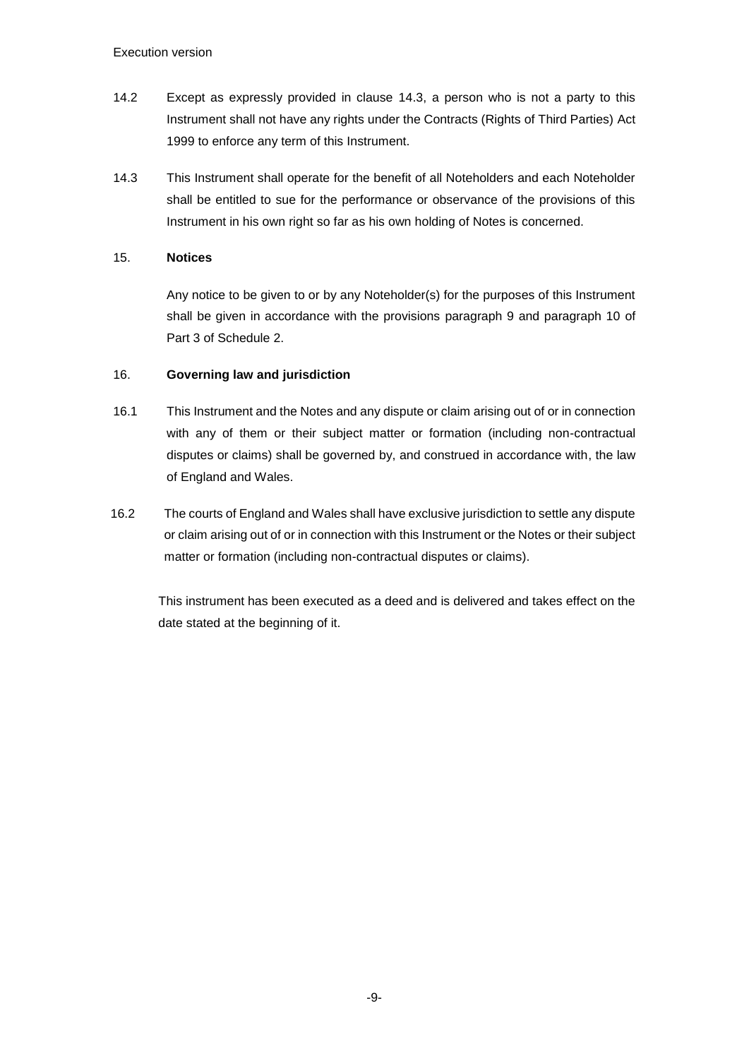14.2 Except as expressly provided in clause 14.3, a person who is not a party to this Instrument shall not have any rights under the Contracts (Rights of Third Parties) Act 1999 to enforce any term of this Instrument.

14.3 This Instrument shall operate for the benefit of all Noteholders and each Noteholder shall be entitled to sue for the performance or observance of the provisions of this Instrument in his own right so far as his own holding of Notes is concerned.

## 15. Notices

Any notice to be given to or by any Noteholder(s) for the purposes of this Instrument shall be given in accordance with the provisions paragraph 9 and paragraph 10 of Part 3 of Schedule 2.

## 16. Governing law and jurisdiction

16.1 This Instrument and the Notes and any dispute or claim arising out of or in connection with any of them or their subject matter or formation (including non-contractual disputes or claims) shall be governed by, and construed in accordance with, the law of England and Wales.

16.2 The courts of England and Wales shall have exclusive jurisdiction to settle any dispute or claim arising out of or in connection with this Instrument or the Notes or their subject matter or formation (including non-contractual disputes or claims).

This instrument has been executed as a deed and is delivered and takes effect on the date stated at the beginning of it.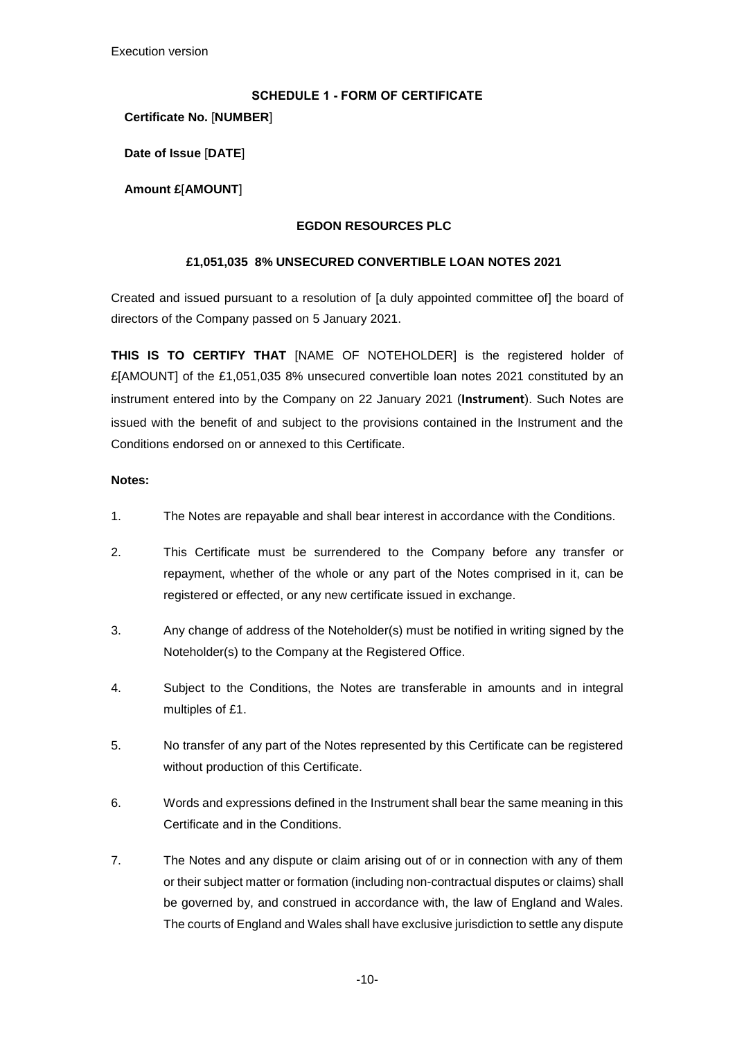## SCHEDULE 1 - FORM OF CERTIFICATE

**Certificate No.** [**NUMBER**]

**Date of Issue** [**DATE**]

**Amount £**[**AMOUNT**]

**EGDON RESOURCES PLC**

**£1,051,035 8% UNSECURED CONVERTIBLE LOAN NOTES 2021**

Created and issued pursuant to a resolution of [a duly appointed committee of] the board of directors of the Company passed on 5 January 2021.

**THIS IS TO CERTIFY THAT** [NAME OF NOTEHOLDER] is the registered holder of £[AMOUNT] of the £1,051,035 8% unsecured convertible loan notes 2021 constituted by an instrument entered into by the Company on 22 January 2021 (**Instrument**). Such Notes are issued with the benefit of and subject to the provisions contained in the Instrument and the Conditions endorsed on or annexed to this Certificate.

**Notes:**

1. The Notes are repayable and shall bear interest in accordance with the Conditions.
2. This Certificate must be surrendered to the Company before any transfer or repayment, whether of the whole or any part of the Notes comprised in it, can be registered or effected, or any new certificate issued in exchange.
3. Any change of address of the Noteholder(s) must be notified in writing signed by the Noteholder(s) to the Company at the Registered Office.
4. Subject to the Conditions, the Notes are transferable in amounts and in integral multiples of £1.
5. No transfer of any part of the Notes represented by this Certificate can be registered without production of this Certificate.
6. Words and expressions defined in the Instrument shall bear the same meaning in this Certificate and in the Conditions.
7. The Notes and any dispute or claim arising out of or in connection with any of them or their subject matter or formation (including non-contractual disputes or claims) shall be governed by, and construed in accordance with, the law of England and Wales. The courts of England and Wales shall have exclusive jurisdiction to settle any dispute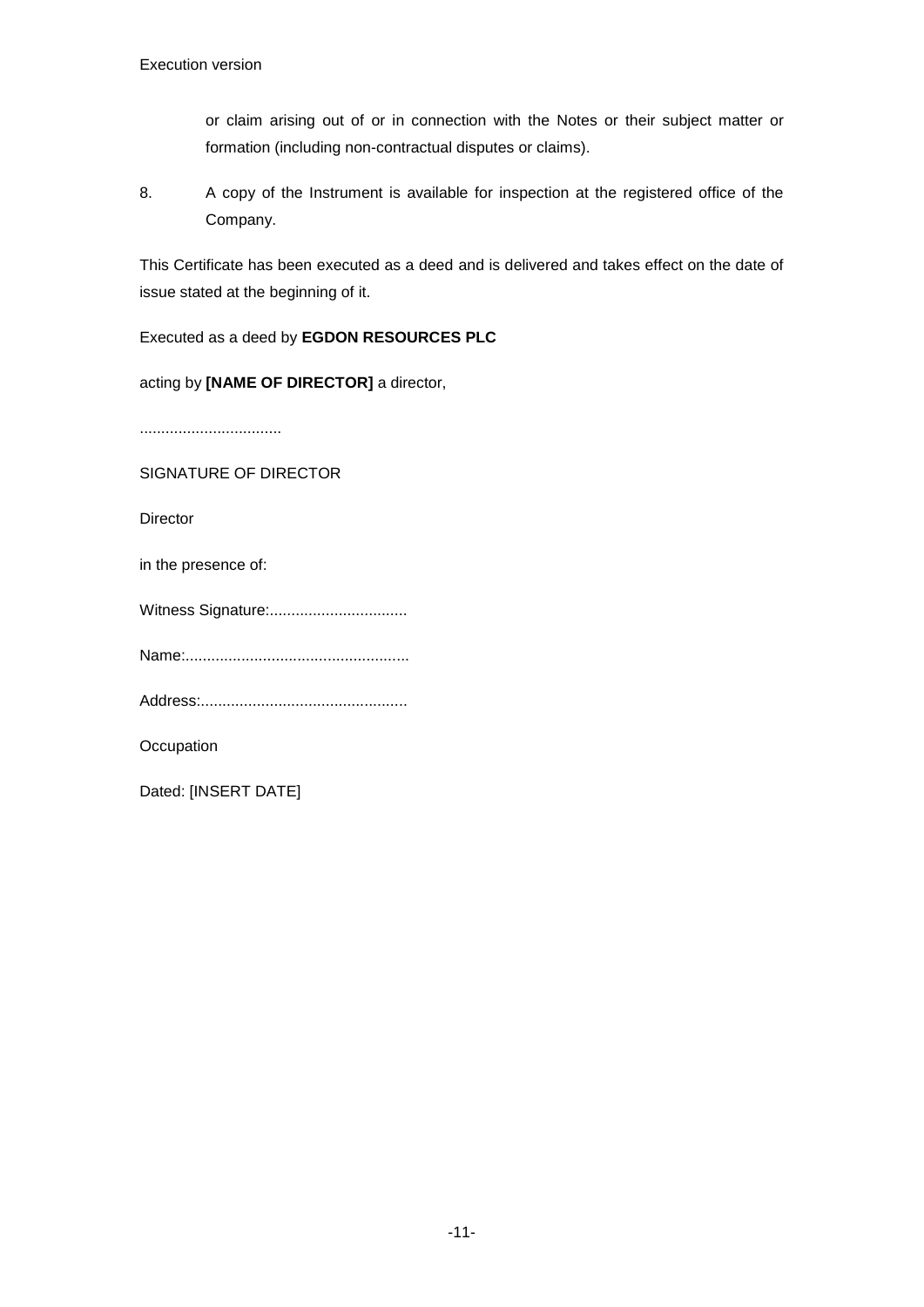or claim arising out of or in connection with the Notes or their subject matter or formation (including non-contractual disputes or claims).

8. A copy of the Instrument is available for inspection at the registered office of the Company.

This Certificate has been executed as a deed and is delivered and takes effect on the date of issue stated at the beginning of it.

Executed as a deed by **EGDON RESOURCES PLC**

acting by **[NAME OF DIRECTOR]** a director,

................................

SIGNATURE OF DIRECTOR

Director

in the presence of:

Witness Signature:................................

Name:...................................................

Address:................................................

Occupation

Dated: [INSERT DATE]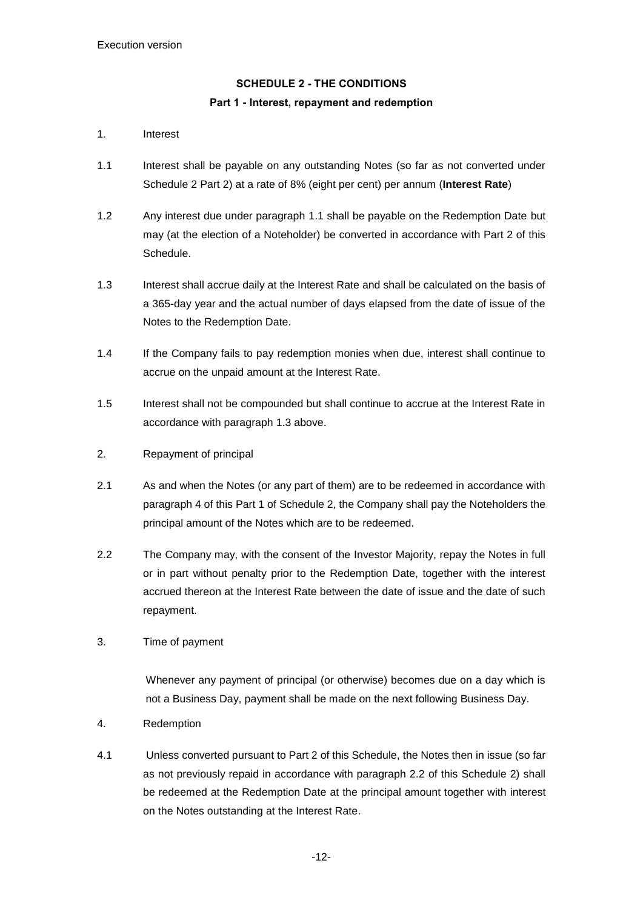## SCHEDULE 2 - THE CONDITIONS

### Part 1 - Interest, repayment and redemption

1. Interest

1.1 Interest shall be payable on any outstanding Notes (so far as not converted under Schedule 2 Part 2) at a rate of 8% (eight per cent) per annum (**Interest Rate**)

1.2 Any interest due under paragraph 1.1 shall be payable on the Redemption Date but may (at the election of a Noteholder) be converted in accordance with Part 2 of this Schedule.

1.3 Interest shall accrue daily at the Interest Rate and shall be calculated on the basis of a 365-day year and the actual number of days elapsed from the date of issue of the Notes to the Redemption Date.

1.4 If the Company fails to pay redemption monies when due, interest shall continue to accrue on the unpaid amount at the Interest Rate.

1.5 Interest shall not be compounded but shall continue to accrue at the Interest Rate in accordance with paragraph 1.3 above.

2. Repayment of principal

2.1 As and when the Notes (or any part of them) are to be redeemed in accordance with paragraph 4 of this Part 1 of Schedule 2, the Company shall pay the Noteholders the principal amount of the Notes which are to be redeemed.

2.2 The Company may, with the consent of the Investor Majority, repay the Notes in full or in part without penalty prior to the Redemption Date, together with the interest accrued thereon at the Interest Rate between the date of issue and the date of such repayment.

3. Time of payment

Whenever any payment of principal (or otherwise) becomes due on a day which is not a Business Day, payment shall be made on the next following Business Day.

4. Redemption

4.1 Unless converted pursuant to Part 2 of this Schedule, the Notes then in issue (so far as not previously repaid in accordance with paragraph 2.2 of this Schedule 2) shall be redeemed at the Redemption Date at the principal amount together with interest on the Notes outstanding at the Interest Rate.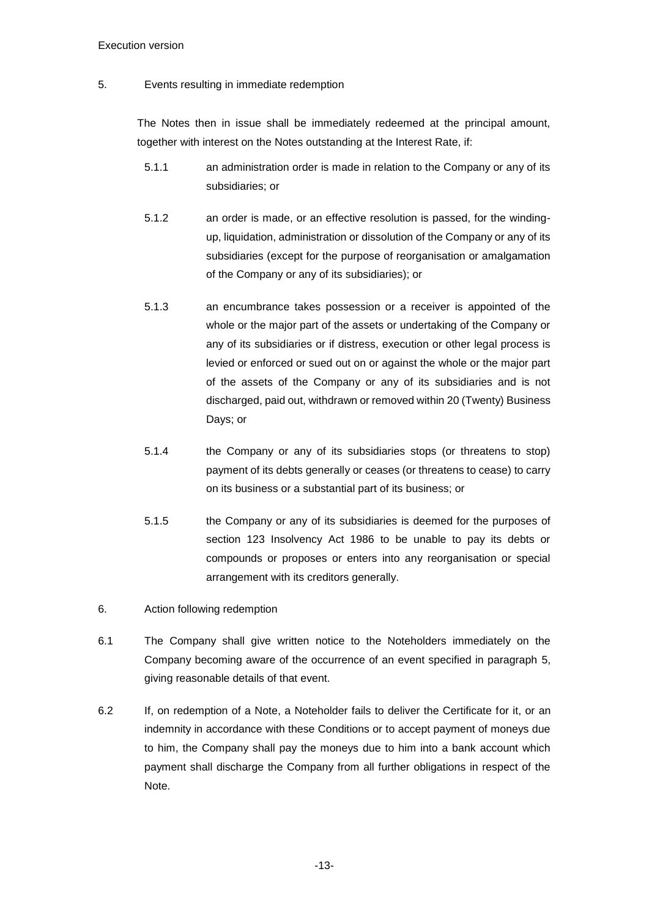## 5. Events resulting in immediate redemption

The Notes then in issue shall be immediately redeemed at the principal amount, together with interest on the Notes outstanding at the Interest Rate, if:

5.1.1 an administration order is made in relation to the Company or any of its subsidiaries; or

5.1.2 an order is made, or an effective resolution is passed, for the winding-up, liquidation, administration or dissolution of the Company or any of its subsidiaries (except for the purpose of reorganisation or amalgamation of the Company or any of its subsidiaries); or

5.1.3 an encumbrance takes possession or a receiver is appointed of the whole or the major part of the assets or undertaking of the Company or any of its subsidiaries or if distress, execution or other legal process is levied or enforced or sued out on or against the whole or the major part of the assets of the Company or any of its subsidiaries and is not discharged, paid out, withdrawn or removed within 20 (Twenty) Business Days; or

5.1.4 the Company or any of its subsidiaries stops (or threatens to stop) payment of its debts generally or ceases (or threatens to cease) to carry on its business or a substantial part of its business; or

5.1.5 the Company or any of its subsidiaries is deemed for the purposes of section 123 Insolvency Act 1986 to be unable to pay its debts or compounds or proposes or enters into any reorganisation or special arrangement with its creditors generally.

## 6. Action following redemption

6.1 The Company shall give written notice to the Noteholders immediately on the Company becoming aware of the occurrence of an event specified in paragraph 5, giving reasonable details of that event.

6.2 If, on redemption of a Note, a Noteholder fails to deliver the Certificate for it, or an indemnity in accordance with these Conditions or to accept payment of moneys due to him, the Company shall pay the moneys due to him into a bank account which payment shall discharge the Company from all further obligations in respect of the Note.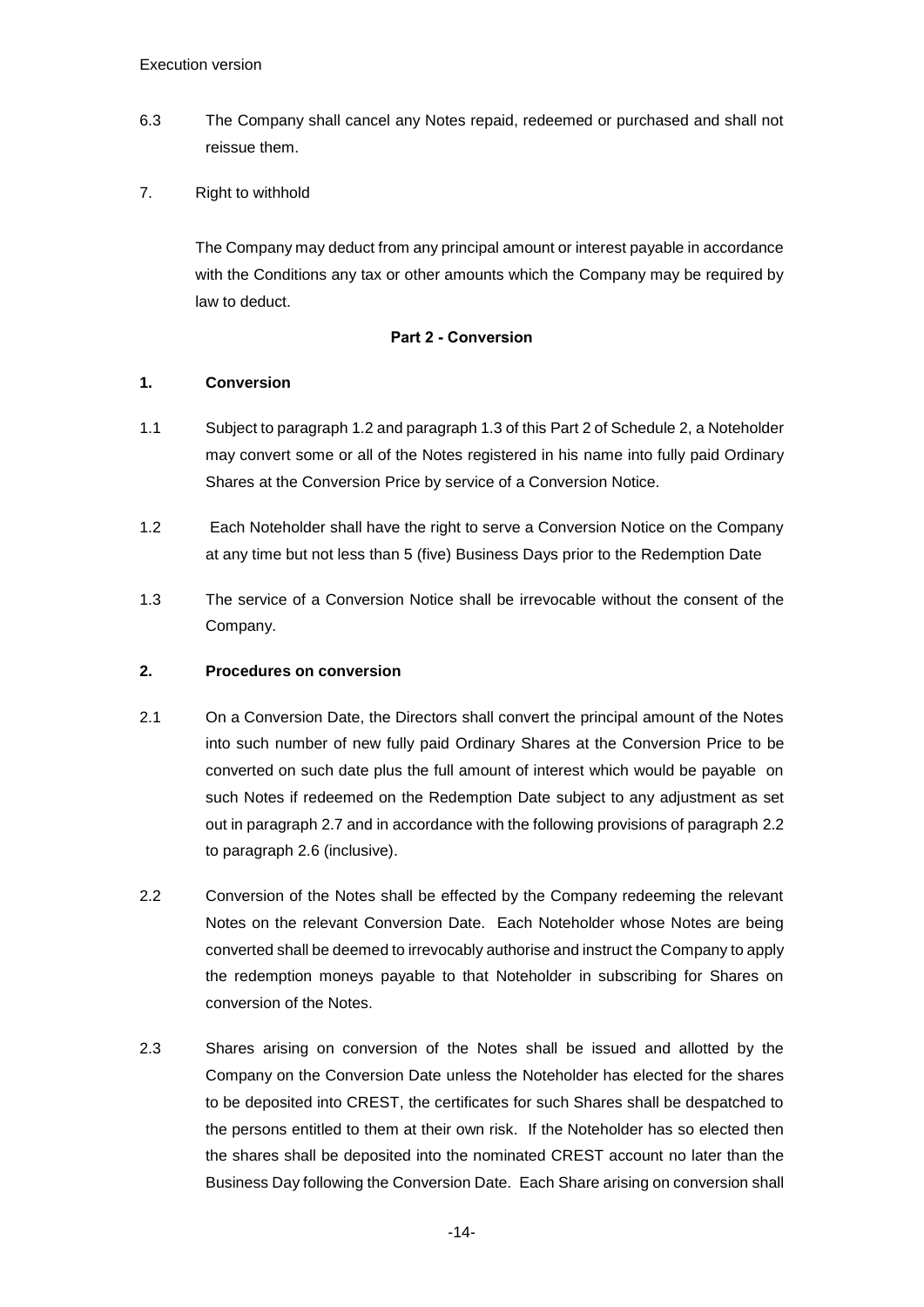6.3 The Company shall cancel any Notes repaid, redeemed or purchased and shall not reissue them.

7. Right to withhold

The Company may deduct from any principal amount or interest payable in accordance with the Conditions any tax or other amounts which the Company may be required by law to deduct.

**Part 2 - Conversion**

**1. Conversion**

1.1 Subject to paragraph 1.2 and paragraph 1.3 of this Part 2 of Schedule 2, a Noteholder may convert some or all of the Notes registered in his name into fully paid Ordinary Shares at the Conversion Price by service of a Conversion Notice.

1.2 Each Noteholder shall have the right to serve a Conversion Notice on the Company at any time but not less than 5 (five) Business Days prior to the Redemption Date

1.3 The service of a Conversion Notice shall be irrevocable without the consent of the Company.

**2. Procedures on conversion**

2.1 On a Conversion Date, the Directors shall convert the principal amount of the Notes into such number of new fully paid Ordinary Shares at the Conversion Price to be converted on such date plus the full amount of interest which would be payable on such Notes if redeemed on the Redemption Date subject to any adjustment as set out in paragraph 2.7 and in accordance with the following provisions of paragraph 2.2 to paragraph 2.6 (inclusive).

2.2 Conversion of the Notes shall be effected by the Company redeeming the relevant Notes on the relevant Conversion Date. Each Noteholder whose Notes are being converted shall be deemed to irrevocably authorise and instruct the Company to apply the redemption moneys payable to that Noteholder in subscribing for Shares on conversion of the Notes.

2.3 Shares arising on conversion of the Notes shall be issued and allotted by the Company on the Conversion Date unless the Noteholder has elected for the shares to be deposited into CREST, the certificates for such Shares shall be despatched to the persons entitled to them at their own risk. If the Noteholder has so elected then the shares shall be deposited into the nominated CREST account no later than the Business Day following the Conversion Date. Each Share arising on conversion shall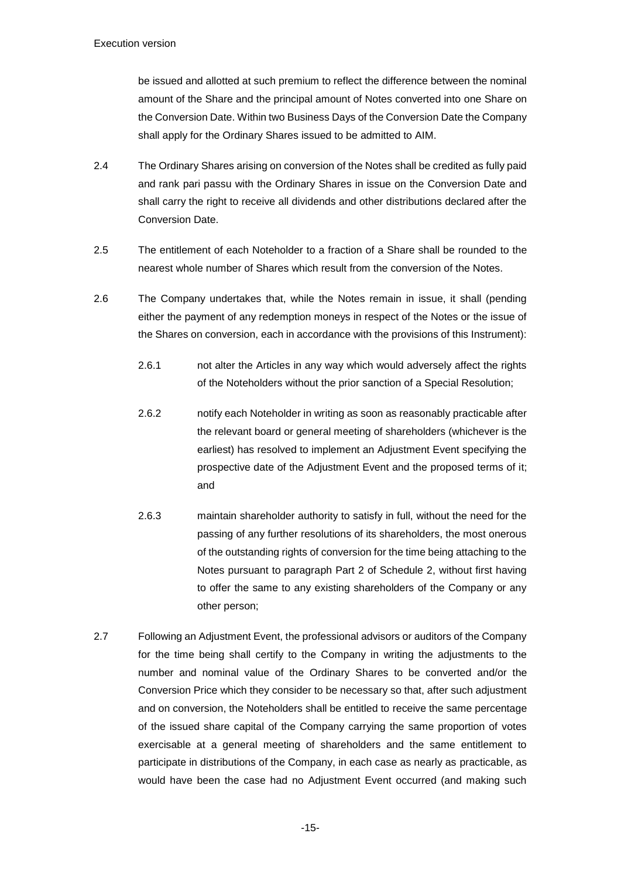be issued and allotted at such premium to reflect the difference between the nominal amount of the Share and the principal amount of Notes converted into one Share on the Conversion Date. Within two Business Days of the Conversion Date the Company shall apply for the Ordinary Shares issued to be admitted to AIM.

2.4 The Ordinary Shares arising on conversion of the Notes shall be credited as fully paid and rank pari passu with the Ordinary Shares in issue on the Conversion Date and shall carry the right to receive all dividends and other distributions declared after the Conversion Date.

2.5 The entitlement of each Noteholder to a fraction of a Share shall be rounded to the nearest whole number of Shares which result from the conversion of the Notes.

2.6 The Company undertakes that, while the Notes remain in issue, it shall (pending either the payment of any redemption moneys in respect of the Notes or the issue of the Shares on conversion, each in accordance with the provisions of this Instrument):

2.6.1 not alter the Articles in any way which would adversely affect the rights of the Noteholders without the prior sanction of a Special Resolution;

2.6.2 notify each Noteholder in writing as soon as reasonably practicable after the relevant board or general meeting of shareholders (whichever is the earliest) has resolved to implement an Adjustment Event specifying the prospective date of the Adjustment Event and the proposed terms of it; and

2.6.3 maintain shareholder authority to satisfy in full, without the need for the passing of any further resolutions of its shareholders, the most onerous of the outstanding rights of conversion for the time being attaching to the Notes pursuant to paragraph Part 2 of Schedule 2, without first having to offer the same to any existing shareholders of the Company or any other person;

2.7 Following an Adjustment Event, the professional advisors or auditors of the Company for the time being shall certify to the Company in writing the adjustments to the number and nominal value of the Ordinary Shares to be converted and/or the Conversion Price which they consider to be necessary so that, after such adjustment and on conversion, the Noteholders shall be entitled to receive the same percentage of the issued share capital of the Company carrying the same proportion of votes exercisable at a general meeting of shareholders and the same entitlement to participate in distributions of the Company, in each case as nearly as practicable, as would have been the case had no Adjustment Event occurred (and making such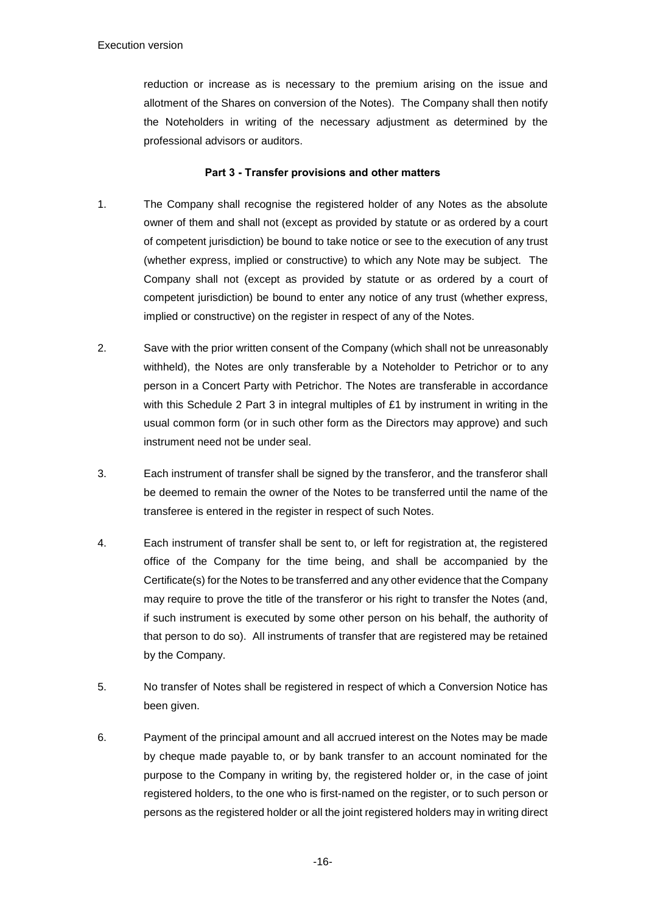reduction or increase as is necessary to the premium arising on the issue and allotment of the Shares on conversion of the Notes). The Company shall then notify the Noteholders in writing of the necessary adjustment as determined by the professional advisors or auditors.

**Part 3 - Transfer provisions and other matters**

1. The Company shall recognise the registered holder of any Notes as the absolute owner of them and shall not (except as provided by statute or as ordered by a court of competent jurisdiction) be bound to take notice or see to the execution of any trust (whether express, implied or constructive) to which any Note may be subject. The Company shall not (except as provided by statute or as ordered by a court of competent jurisdiction) be bound to enter any notice of any trust (whether express, implied or constructive) on the register in respect of any of the Notes.

2. Save with the prior written consent of the Company (which shall not be unreasonably withheld), the Notes are only transferable by a Noteholder to Petrichor or to any person in a Concert Party with Petrichor. The Notes are transferable in accordance with this Schedule 2 Part 3 in integral multiples of £1 by instrument in writing in the usual common form (or in such other form as the Directors may approve) and such instrument need not be under seal.

3. Each instrument of transfer shall be signed by the transferor, and the transferor shall be deemed to remain the owner of the Notes to be transferred until the name of the transferee is entered in the register in respect of such Notes.

4. Each instrument of transfer shall be sent to, or left for registration at, the registered office of the Company for the time being, and shall be accompanied by the Certificate(s) for the Notes to be transferred and any other evidence that the Company may require to prove the title of the transferor or his right to transfer the Notes (and, if such instrument is executed by some other person on his behalf, the authority of that person to do so). All instruments of transfer that are registered may be retained by the Company.

5. No transfer of Notes shall be registered in respect of which a Conversion Notice has been given.

6. Payment of the principal amount and all accrued interest on the Notes may be made by cheque made payable to, or by bank transfer to an account nominated for the purpose to the Company in writing by, the registered holder or, in the case of joint registered holders, to the one who is first-named on the register, or to such person or persons as the registered holder or all the joint registered holders may in writing direct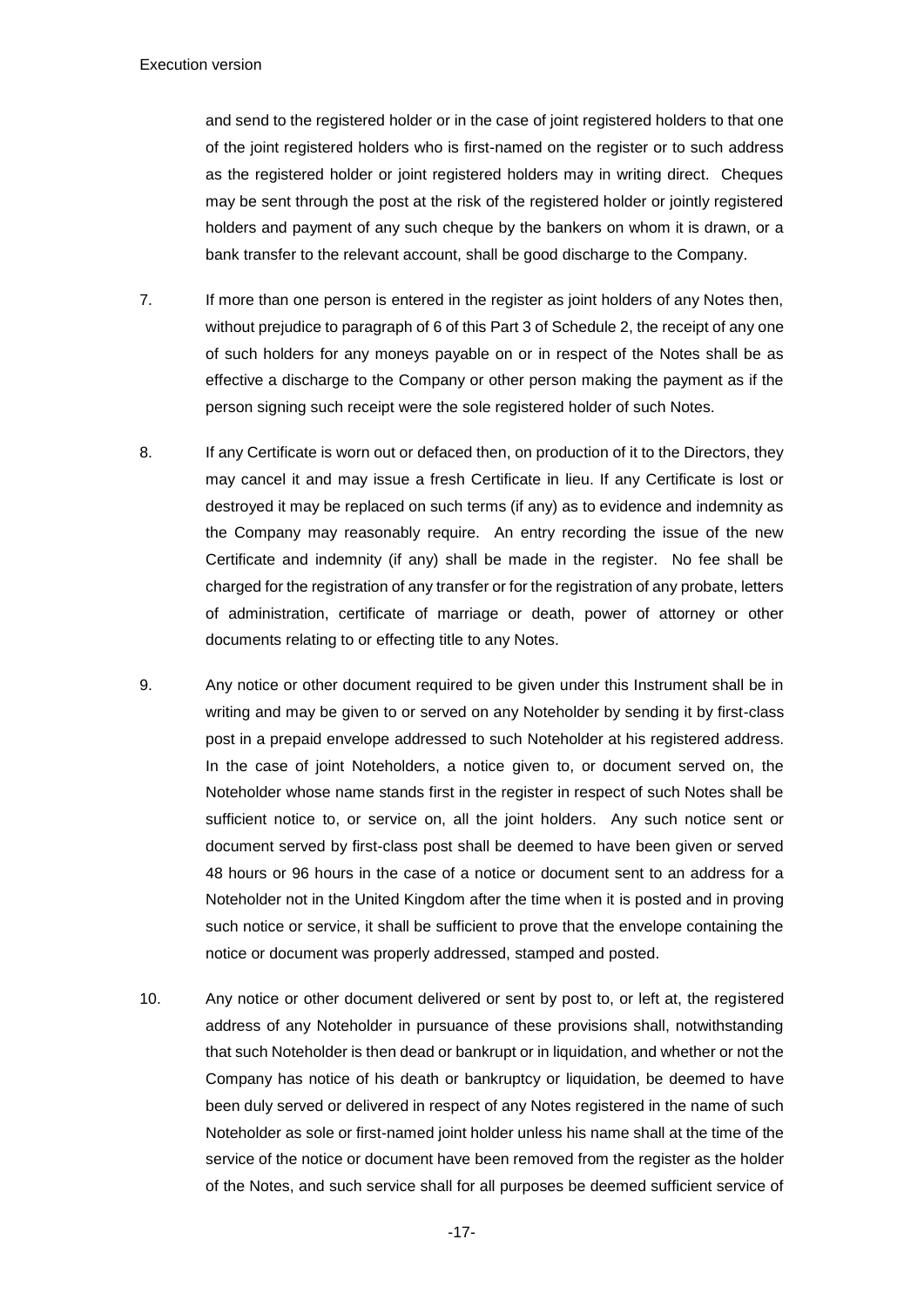and send to the registered holder or in the case of joint registered holders to that one of the joint registered holders who is first-named on the register or to such address as the registered holder or joint registered holders may in writing direct. Cheques may be sent through the post at the risk of the registered holder or jointly registered holders and payment of any such cheque by the bankers on whom it is drawn, or a bank transfer to the relevant account, shall be good discharge to the Company.

7. If more than one person is entered in the register as joint holders of any Notes then, without prejudice to paragraph of 6 of this Part 3 of Schedule 2, the receipt of any one of such holders for any moneys payable on or in respect of the Notes shall be as effective a discharge to the Company or other person making the payment as if the person signing such receipt were the sole registered holder of such Notes.

8. If any Certificate is worn out or defaced then, on production of it to the Directors, they may cancel it and may issue a fresh Certificate in lieu. If any Certificate is lost or destroyed it may be replaced on such terms (if any) as to evidence and indemnity as the Company may reasonably require. An entry recording the issue of the new Certificate and indemnity (if any) shall be made in the register. No fee shall be charged for the registration of any transfer or for the registration of any probate, letters of administration, certificate of marriage or death, power of attorney or other documents relating to or effecting title to any Notes.

9. Any notice or other document required to be given under this Instrument shall be in writing and may be given to or served on any Noteholder by sending it by first-class post in a prepaid envelope addressed to such Noteholder at his registered address. In the case of joint Noteholders, a notice given to, or document served on, the Noteholder whose name stands first in the register in respect of such Notes shall be sufficient notice to, or service on, all the joint holders. Any such notice sent or document served by first-class post shall be deemed to have been given or served 48 hours or 96 hours in the case of a notice or document sent to an address for a Noteholder not in the United Kingdom after the time when it is posted and in proving such notice or service, it shall be sufficient to prove that the envelope containing the notice or document was properly addressed, stamped and posted.

10. Any notice or other document delivered or sent by post to, or left at, the registered address of any Noteholder in pursuance of these provisions shall, notwithstanding that such Noteholder is then dead or bankrupt or in liquidation, and whether or not the Company has notice of his death or bankruptcy or liquidation, be deemed to have been duly served or delivered in respect of any Notes registered in the name of such Noteholder as sole or first-named joint holder unless his name shall at the time of the service of the notice or document have been removed from the register as the holder of the Notes, and such service shall for all purposes be deemed sufficient service of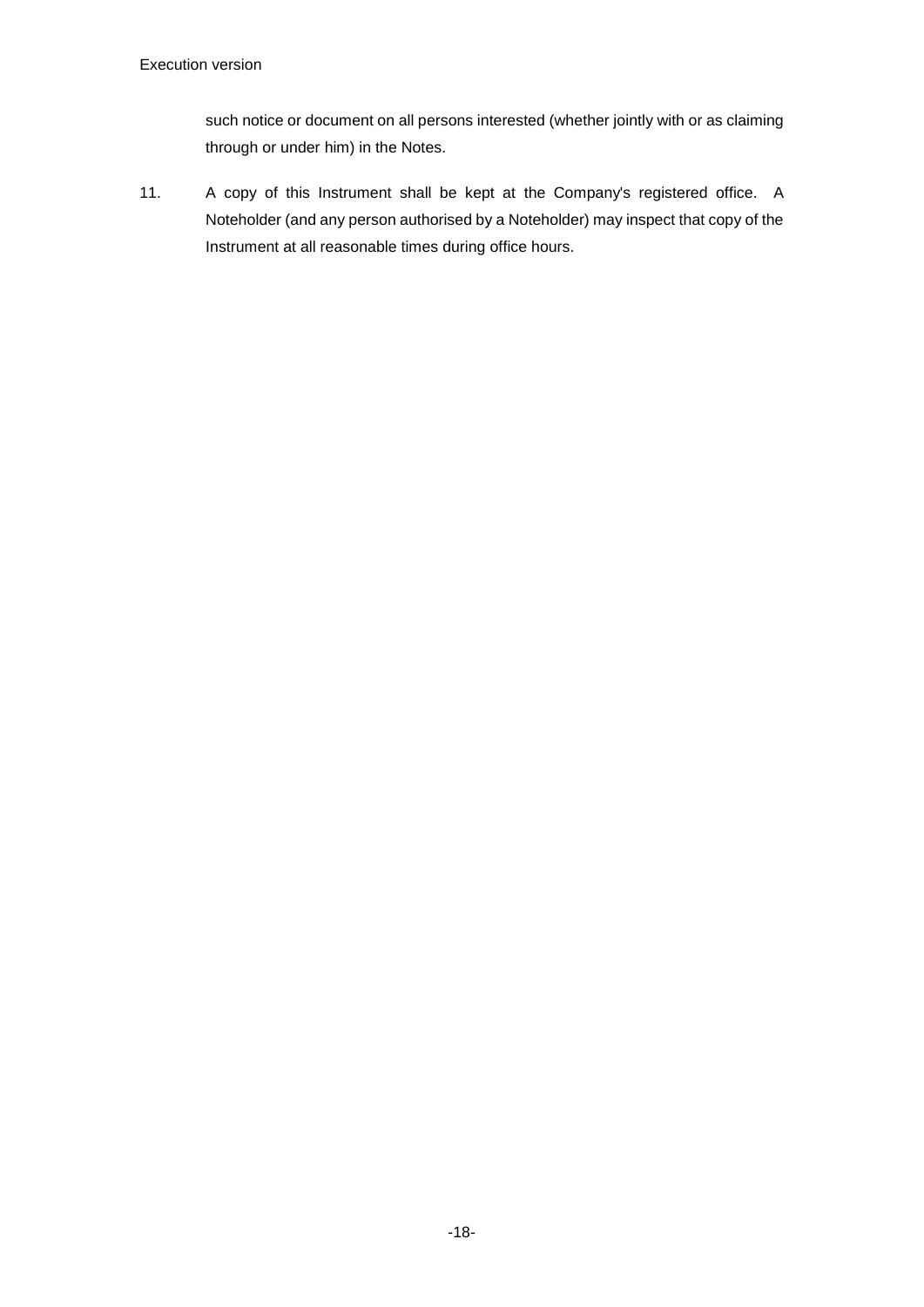such notice or document on all persons interested (whether jointly with or as claiming through or under him) in the Notes.

11. A copy of this Instrument shall be kept at the Company's registered office. A Noteholder (and any person authorised by a Noteholder) may inspect that copy of the Instrument at all reasonable times during office hours.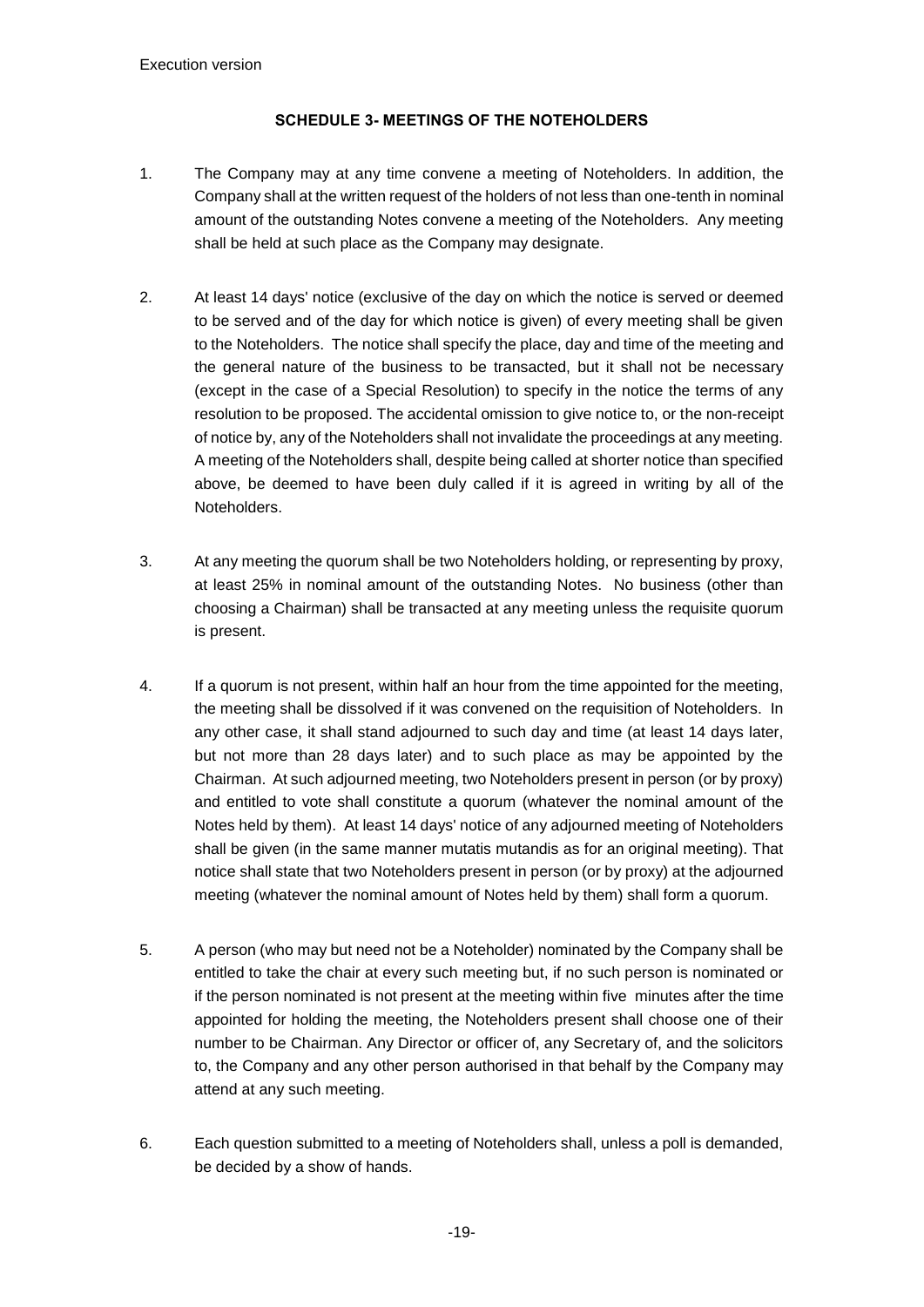## SCHEDULE 3- MEETINGS OF THE NOTEHOLDERS

1. The Company may at any time convene a meeting of Noteholders. In addition, the Company shall at the written request of the holders of not less than one-tenth in nominal amount of the outstanding Notes convene a meeting of the Noteholders. Any meeting shall be held at such place as the Company may designate.

2. At least 14 days' notice (exclusive of the day on which the notice is served or deemed to be served and of the day for which notice is given) of every meeting shall be given to the Noteholders. The notice shall specify the place, day and time of the meeting and the general nature of the business to be transacted, but it shall not be necessary (except in the case of a Special Resolution) to specify in the notice the terms of any resolution to be proposed. The accidental omission to give notice to, or the non-receipt of notice by, any of the Noteholders shall not invalidate the proceedings at any meeting. A meeting of the Noteholders shall, despite being called at shorter notice than specified above, be deemed to have been duly called if it is agreed in writing by all of the Noteholders.

3. At any meeting the quorum shall be two Noteholders holding, or representing by proxy, at least 25% in nominal amount of the outstanding Notes. No business (other than choosing a Chairman) shall be transacted at any meeting unless the requisite quorum is present.

4. If a quorum is not present, within half an hour from the time appointed for the meeting, the meeting shall be dissolved if it was convened on the requisition of Noteholders. In any other case, it shall stand adjourned to such day and time (at least 14 days later, but not more than 28 days later) and to such place as may be appointed by the Chairman. At such adjourned meeting, two Noteholders present in person (or by proxy) and entitled to vote shall constitute a quorum (whatever the nominal amount of the Notes held by them). At least 14 days' notice of any adjourned meeting of Noteholders shall be given (in the same manner mutatis mutandis as for an original meeting). That notice shall state that two Noteholders present in person (or by proxy) at the adjourned meeting (whatever the nominal amount of Notes held by them) shall form a quorum.

5. A person (who may but need not be a Noteholder) nominated by the Company shall be entitled to take the chair at every such meeting but, if no such person is nominated or if the person nominated is not present at the meeting within five minutes after the time appointed for holding the meeting, the Noteholders present shall choose one of their number to be Chairman. Any Director or officer of, any Secretary of, and the solicitors to, the Company and any other person authorised in that behalf by the Company may attend at any such meeting.

6. Each question submitted to a meeting of Noteholders shall, unless a poll is demanded, be decided by a show of hands.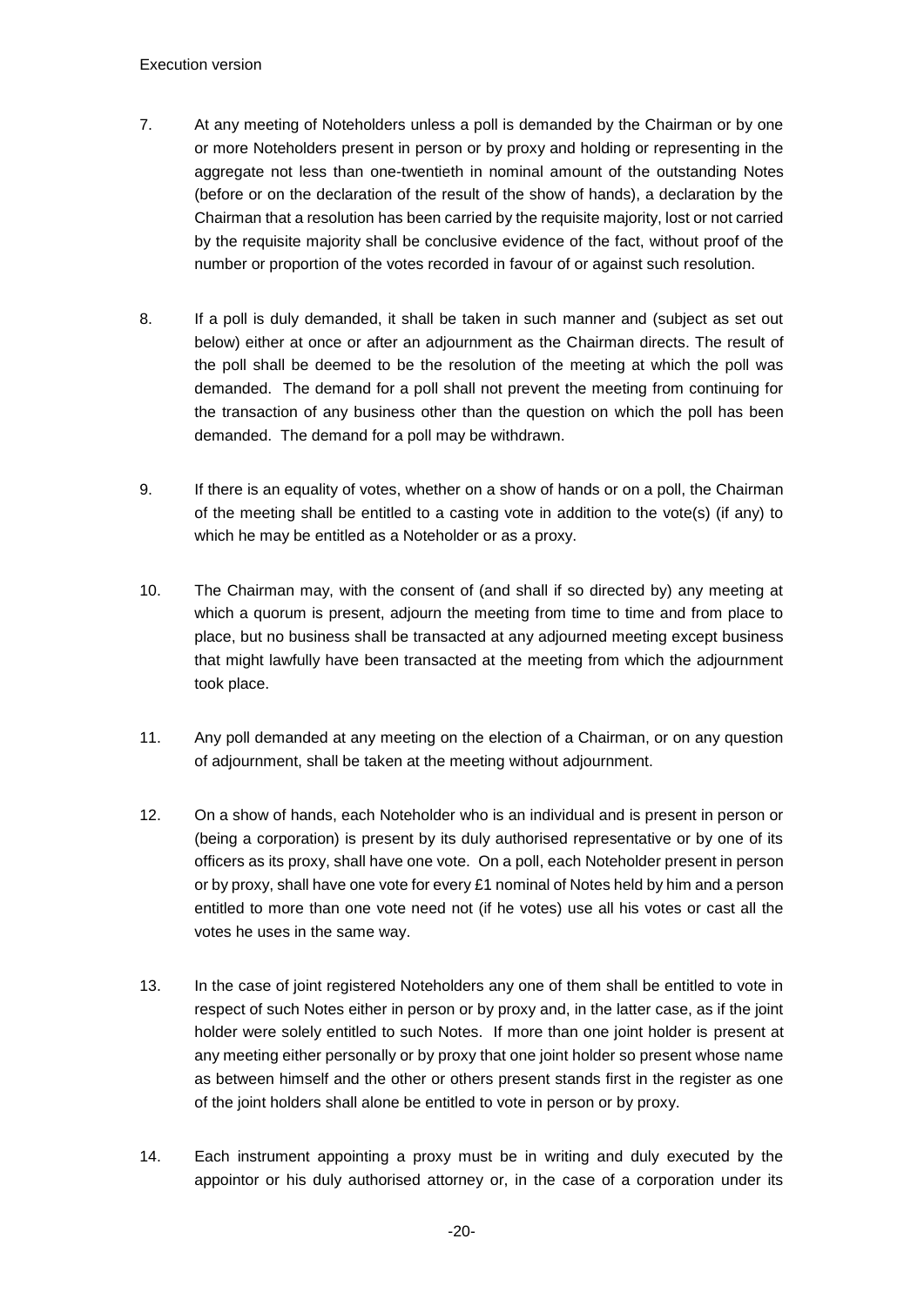7. At any meeting of Noteholders unless a poll is demanded by the Chairman or by one or more Noteholders present in person or by proxy and holding or representing in the aggregate not less than one-twentieth in nominal amount of the outstanding Notes (before or on the declaration of the result of the show of hands), a declaration by the Chairman that a resolution has been carried by the requisite majority, lost or not carried by the requisite majority shall be conclusive evidence of the fact, without proof of the number or proportion of the votes recorded in favour of or against such resolution.

8. If a poll is duly demanded, it shall be taken in such manner and (subject as set out below) either at once or after an adjournment as the Chairman directs. The result of the poll shall be deemed to be the resolution of the meeting at which the poll was demanded. The demand for a poll shall not prevent the meeting from continuing for the transaction of any business other than the question on which the poll has been demanded. The demand for a poll may be withdrawn.

9. If there is an equality of votes, whether on a show of hands or on a poll, the Chairman of the meeting shall be entitled to a casting vote in addition to the vote(s) (if any) to which he may be entitled as a Noteholder or as a proxy.

10. The Chairman may, with the consent of (and shall if so directed by) any meeting at which a quorum is present, adjourn the meeting from time to time and from place to place, but no business shall be transacted at any adjourned meeting except business that might lawfully have been transacted at the meeting from which the adjournment took place.

11. Any poll demanded at any meeting on the election of a Chairman, or on any question of adjournment, shall be taken at the meeting without adjournment.

12. On a show of hands, each Noteholder who is an individual and is present in person or (being a corporation) is present by its duly authorised representative or by one of its officers as its proxy, shall have one vote. On a poll, each Noteholder present in person or by proxy, shall have one vote for every £1 nominal of Notes held by him and a person entitled to more than one vote need not (if he votes) use all his votes or cast all the votes he uses in the same way.

13. In the case of joint registered Noteholders any one of them shall be entitled to vote in respect of such Notes either in person or by proxy and, in the latter case, as if the joint holder were solely entitled to such Notes. If more than one joint holder is present at any meeting either personally or by proxy that one joint holder so present whose name as between himself and the other or others present stands first in the register as one of the joint holders shall alone be entitled to vote in person or by proxy.

14. Each instrument appointing a proxy must be in writing and duly executed by the appointor or his duly authorised attorney or, in the case of a corporation under its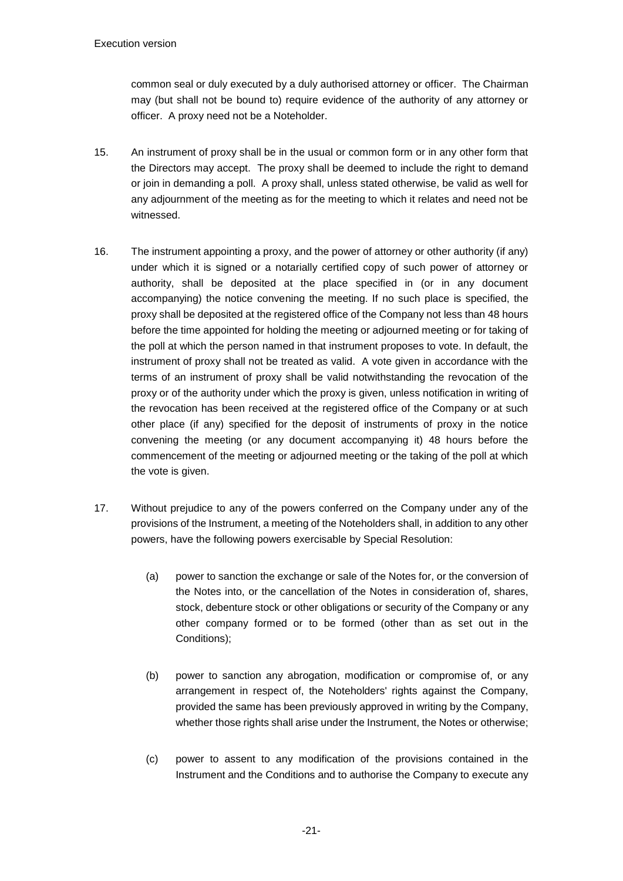common seal or duly executed by a duly authorised attorney or officer. The Chairman may (but shall not be bound to) require evidence of the authority of any attorney or officer. A proxy need not be a Noteholder.

15. An instrument of proxy shall be in the usual or common form or in any other form that the Directors may accept. The proxy shall be deemed to include the right to demand or join in demanding a poll. A proxy shall, unless stated otherwise, be valid as well for any adjournment of the meeting as for the meeting to which it relates and need not be witnessed.

16. The instrument appointing a proxy, and the power of attorney or other authority (if any) under which it is signed or a notarially certified copy of such power of attorney or authority, shall be deposited at the place specified in (or in any document accompanying) the notice convening the meeting. If no such place is specified, the proxy shall be deposited at the registered office of the Company not less than 48 hours before the time appointed for holding the meeting or adjourned meeting or for taking of the poll at which the person named in that instrument proposes to vote. In default, the instrument of proxy shall not be treated as valid. A vote given in accordance with the terms of an instrument of proxy shall be valid notwithstanding the revocation of the proxy or of the authority under which the proxy is given, unless notification in writing of the revocation has been received at the registered office of the Company or at such other place (if any) specified for the deposit of instruments of proxy in the notice convening the meeting (or any document accompanying it) 48 hours before the commencement of the meeting or adjourned meeting or the taking of the poll at which the vote is given.

17. Without prejudice to any of the powers conferred on the Company under any of the provisions of the Instrument, a meeting of the Noteholders shall, in addition to any other powers, have the following powers exercisable by Special Resolution:

    (a) power to sanction the exchange or sale of the Notes for, or the conversion of the Notes into, or the cancellation of the Notes in consideration of, shares, stock, debenture stock or other obligations or security of the Company or any other company formed or to be formed (other than as set out in the Conditions);

    (b) power to sanction any abrogation, modification or compromise of, or any arrangement in respect of, the Noteholders' rights against the Company, provided the same has been previously approved in writing by the Company, whether those rights shall arise under the Instrument, the Notes or otherwise;

    (c) power to assent to any modification of the provisions contained in the Instrument and the Conditions and to authorise the Company to execute any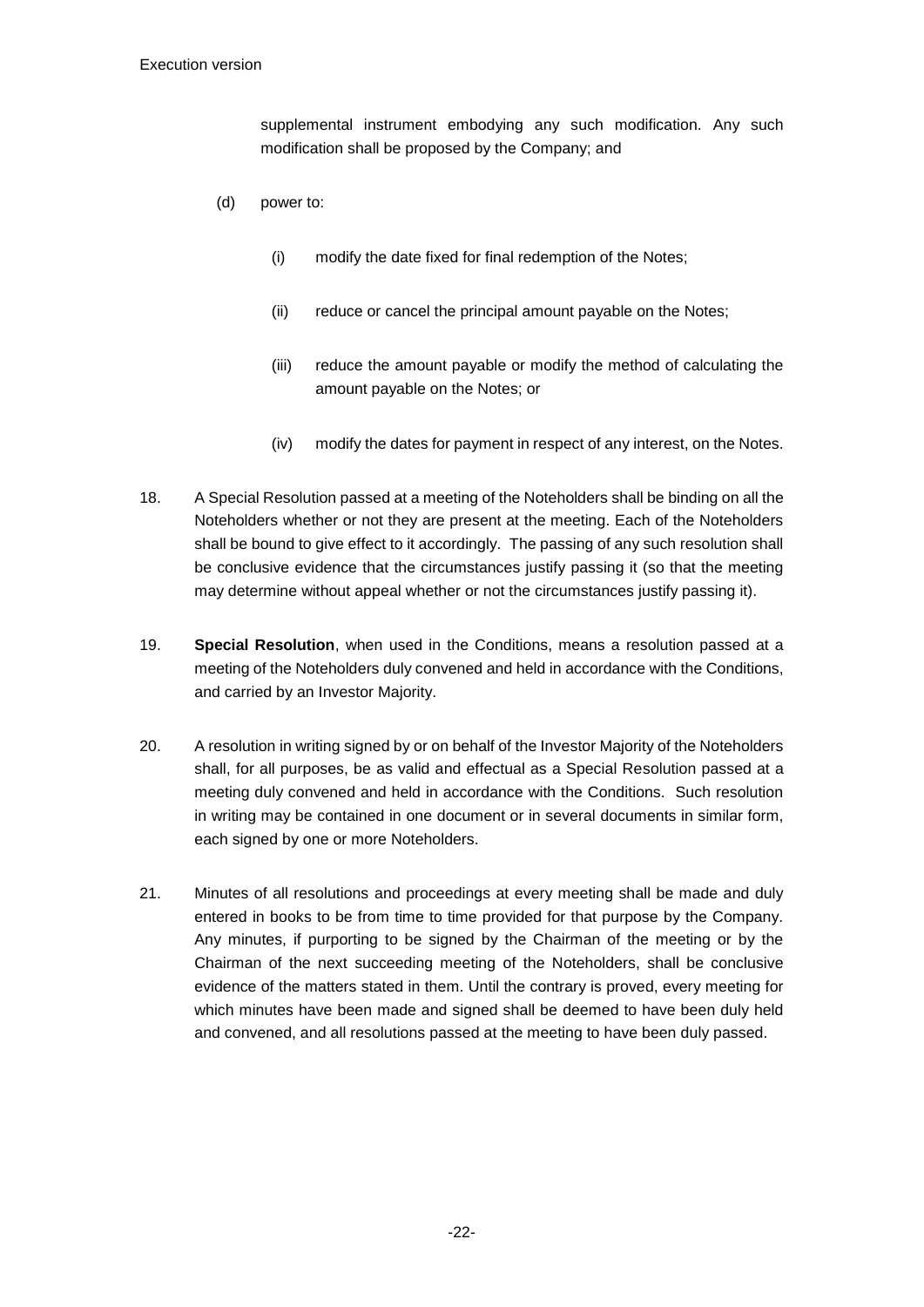supplemental instrument embodying any such modification. Any such modification shall be proposed by the Company; and

(d) power to:

   (i) modify the date fixed for final redemption of the Notes;

   (ii) reduce or cancel the principal amount payable on the Notes;

   (iii) reduce the amount payable or modify the method of calculating the amount payable on the Notes; or

   (iv) modify the dates for payment in respect of any interest, on the Notes.

18. A Special Resolution passed at a meeting of the Noteholders shall be binding on all the Noteholders whether or not they are present at the meeting. Each of the Noteholders shall be bound to give effect to it accordingly. The passing of any such resolution shall be conclusive evidence that the circumstances justify passing it (so that the meeting may determine without appeal whether or not the circumstances justify passing it).

19. **Special Resolution**, when used in the Conditions, means a resolution passed at a meeting of the Noteholders duly convened and held in accordance with the Conditions, and carried by an Investor Majority.

20. A resolution in writing signed by or on behalf of the Investor Majority of the Noteholders shall, for all purposes, be as valid and effectual as a Special Resolution passed at a meeting duly convened and held in accordance with the Conditions. Such resolution in writing may be contained in one document or in several documents in similar form, each signed by one or more Noteholders.

21. Minutes of all resolutions and proceedings at every meeting shall be made and duly entered in books to be from time to time provided for that purpose by the Company. Any minutes, if purporting to be signed by the Chairman of the meeting or by the Chairman of the next succeeding meeting of the Noteholders, shall be conclusive evidence of the matters stated in them. Until the contrary is proved, every meeting for which minutes have been made and signed shall be deemed to have been duly held and convened, and all resolutions passed at the meeting to have been duly passed.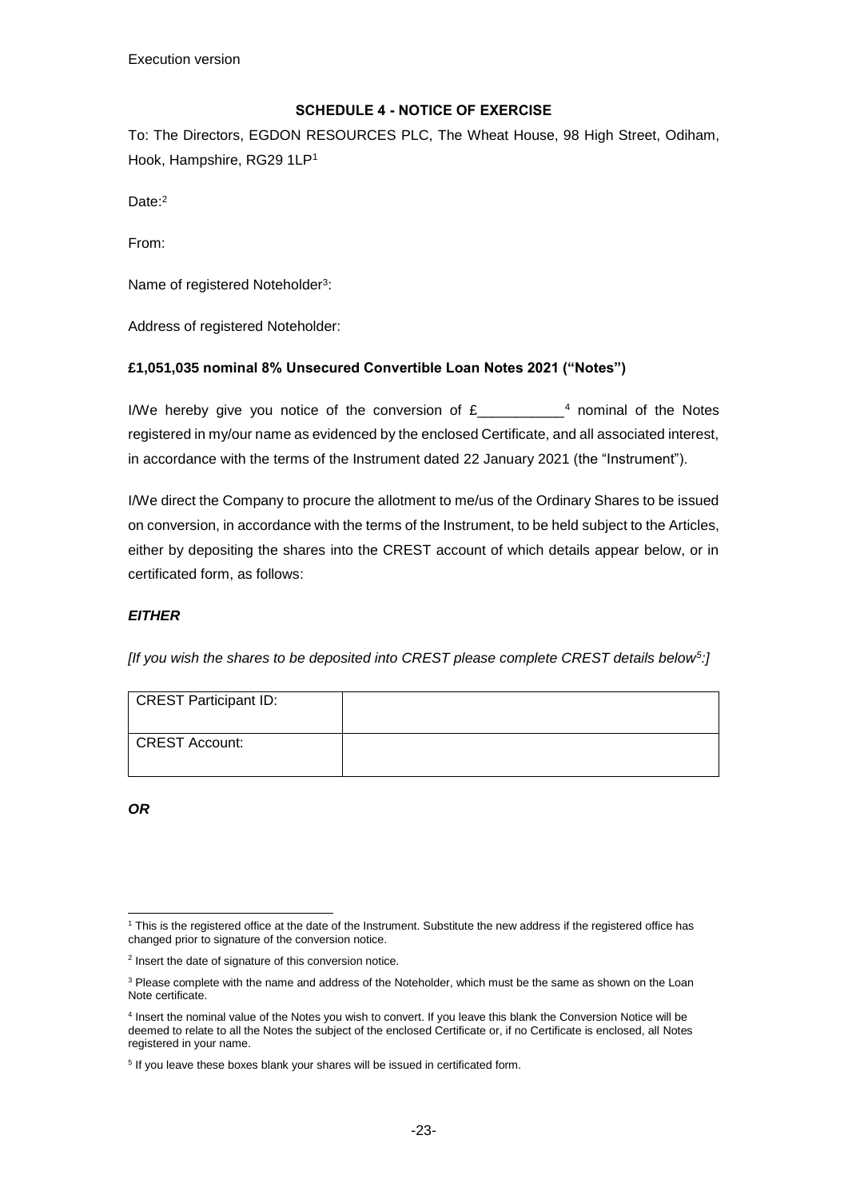## SCHEDULE 4 - NOTICE OF EXERCISE

To: The Directors, EGDON RESOURCES PLC, The Wheat House, 98 High Street, Odiham, Hook, Hampshire, RG29 1LP[1]

Date:[2]

From:

Name of registered Noteholder[3]:

Address of registered Noteholder:

**£1,051,035 nominal 8% Unsecured Convertible Loan Notes 2021 ("Notes")**

I/We hereby give you notice of the conversion of £__________[4] nominal of the Notes registered in my/our name as evidenced by the enclosed Certificate, and all associated interest, in accordance with the terms of the Instrument dated 22 January 2021 (the "Instrument").

I/We direct the Company to procure the allotment to me/us of the Ordinary Shares to be issued on conversion, in accordance with the terms of the Instrument, to be held subject to the Articles, either by depositing the shares into the CREST account of which details appear below, or in certificated form, as follows:

***EITHER***

*[If you wish the shares to be deposited into CREST please complete CREST details below[5]:]*

| CREST Participant ID: | |
|---|---|
| CREST Account: | |

***OR***

---

[1] This is the registered office at the date of the Instrument. Substitute the new address if the registered office has changed prior to signature of the conversion notice.

[2] Insert the date of signature of this conversion notice.

[3] Please complete with the name and address of the Noteholder, which must be the same as shown on the Loan Note certificate.

[4] Insert the nominal value of the Notes you wish to convert. If you leave this blank the Conversion Notice will be deemed to relate to all the Notes the subject of the enclosed Certificate or, if no Certificate is enclosed, all Notes registered in your name.

[5] If you leave these boxes blank your shares will be issued in certificated form.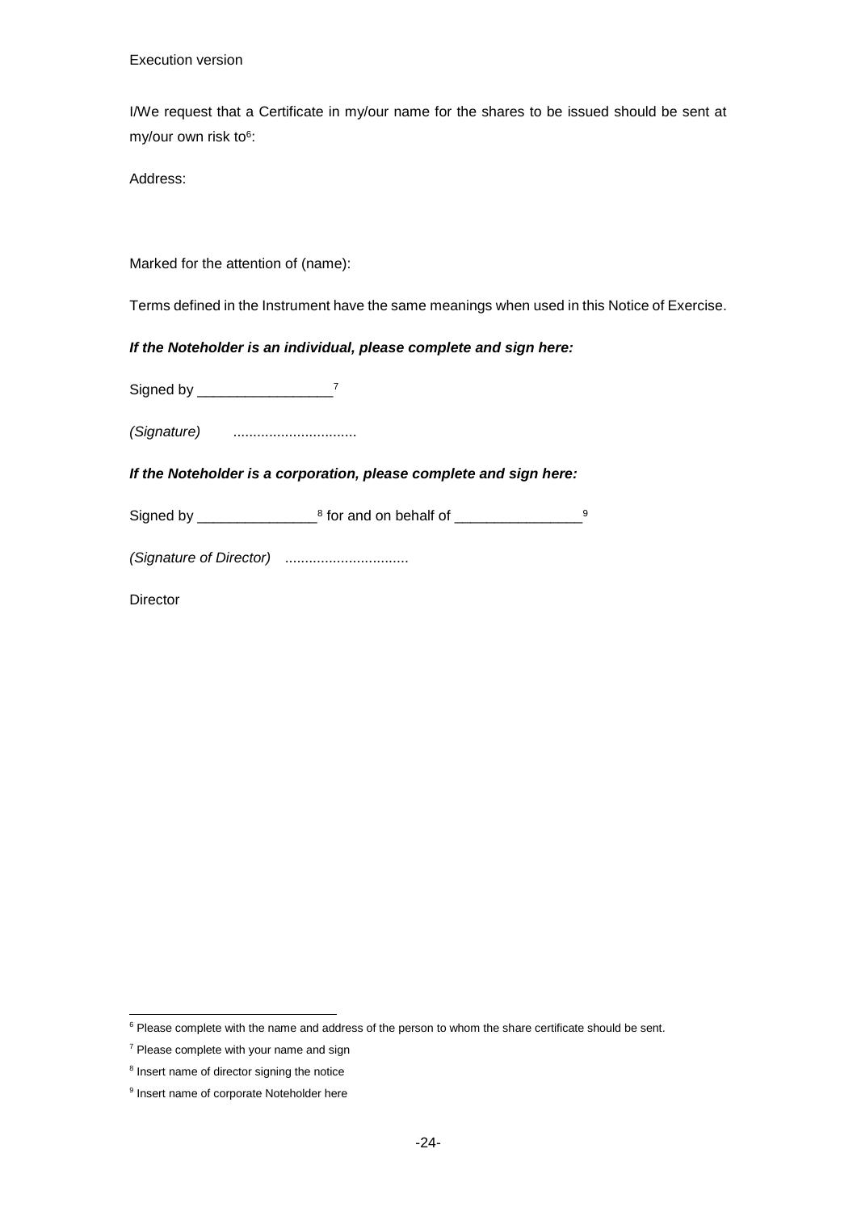I/We request that a Certificate in my/our name for the shares to be issued should be sent at my/our own risk to[6]:

Address:

Marked for the attention of (name):

Terms defined in the Instrument have the same meanings when used in this Notice of Exercise.

***If the Noteholder is an individual, please complete and sign here:***

Signed by _________________[7]

*(Signature)* ..............................

***If the Noteholder is a corporation, please complete and sign here:***

Signed by _______________[8] for and on behalf of ________________[9]

*(Signature of Director)* ..............................

Director

---

[6] Please complete with the name and address of the person to whom the share certificate should be sent.

[7] Please complete with your name and sign

[8] Insert name of director signing the notice

[9] Insert name of corporate Noteholder here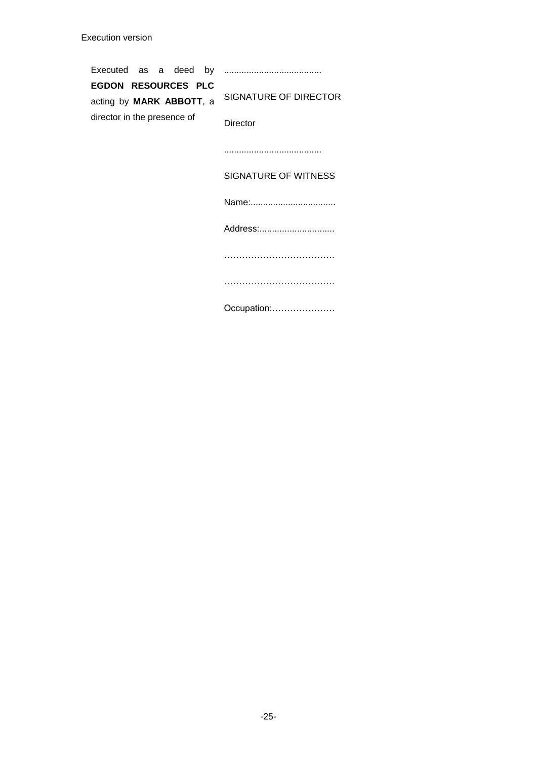| | |
|---|---|
| Executed as a deed by **EGDON RESOURCES PLC** acting by **MARK ABBOTT**, a director in the presence of | ...................................... |
| | SIGNATURE OF DIRECTOR |
| | Director |
| | ...................................... |
| | SIGNATURE OF WITNESS |
| | Name:.................................. |
| | Address:.............................. |
| | ………………………………. |
| | ………………………………. |
| | Occupation:………………… |